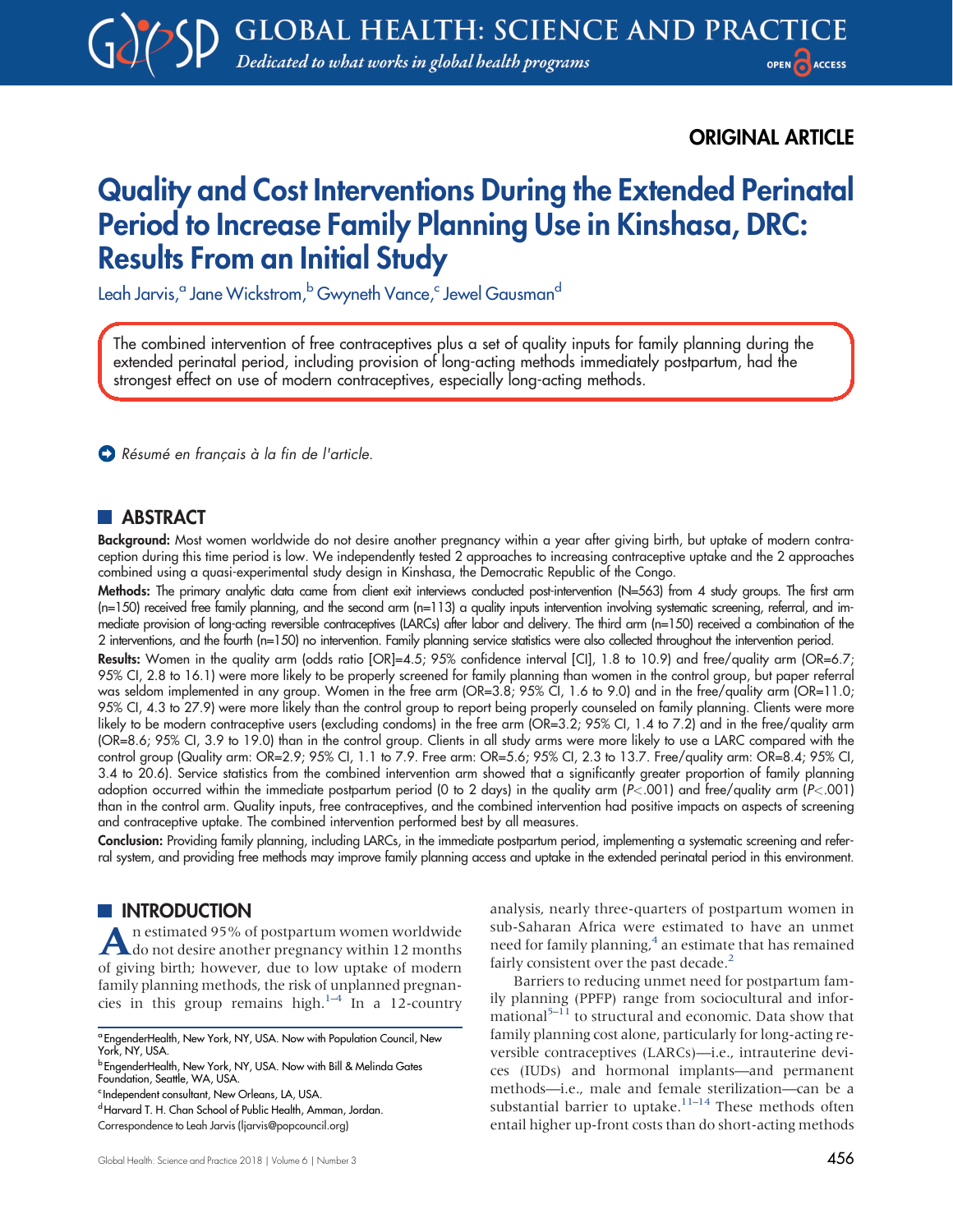ORIGINAL ARTICLE

# Quality and Cost Interventions During the Extended Perinatal Period to Increase Family Planning Use in Kinshasa, DRC: Results From an Initial Study

Leah Jarvis,[a] Jane Wickstrom,[b] Gwyneth Vance,[c] Jewel Gausman[d]

The combined intervention of free contraceptives plus a set of quality inputs for family planning during the extended perinatal period, including provision of long-acting methods immediately postpartum, had the strongest effect on use of modern contraceptives, especially long-acting methods.

*Résumé en français à la fin de l'article.*

## ABSTRACT

**Background:** Most women worldwide do not desire another pregnancy within a year after giving birth, but uptake of modern contraception during this time period is low. We independently tested 2 approaches to increasing contraceptive uptake and the 2 approaches combined using a quasi-experimental study design in Kinshasa, the Democratic Republic of the Congo.

**Methods:** The primary analytic data came from client exit interviews conducted post-intervention (N=563) from 4 study groups. The first arm (n=150) received free family planning, and the second arm (n=113) a quality inputs intervention involving systematic screening, referral, and immediate provision of long-acting reversible contraceptives (LARCs) after labor and delivery. The third arm (n=150) received a combination of the 2 interventions, and the fourth (n=150) no intervention. Family planning service statistics were also collected throughout the intervention period.

**Results:** Women in the quality arm (odds ratio [OR]=4.5; 95% confidence interval [CI], 1.8 to 10.9) and free/quality arm (OR=6.7; 95% CI, 2.8 to 16.1) were more likely to be properly screened for family planning than women in the control group, but paper referral was seldom implemented in any group. Women in the free arm (OR=3.8; 95% CI, 1.6 to 9.0) and in the free/quality arm (OR=11.0; 95% CI, 4.3 to 27.9) were more likely than the control group to report being properly counseled on family planning. Clients were more likely to be modern contraceptive users (excluding condoms) in the free arm (OR=3.2; 95% CI, 1.4 to 7.2) and in the free/quality arm (OR=8.6; 95% CI, 3.9 to 19.0) than in the control group. Clients in all study arms were more likely to use a LARC compared with the control group (Quality arm: OR=2.9; 95% CI, 1.1 to 7.9. Free arm: OR=5.6; 95% CI, 2.3 to 13.7. Free/quality arm: OR=8.4; 95% CI, 3.4 to 20.6). Service statistics from the combined intervention arm showed that a significantly greater proportion of family planning adoption occurred within the immediate postpartum period (0 to 2 days) in the quality arm ($P<.001$) and free/quality arm ($P<.001$) than in the control arm. Quality inputs, free contraceptives, and the combined intervention had positive impacts on aspects of screening and contraceptive uptake. The combined intervention performed best by all measures.

**Conclusion:** Providing family planning, including LARCs, in the immediate postpartum period, implementing a systematic screening and referral system, and providing free methods may improve family planning access and uptake in the extended perinatal period in this environment.

## INTRODUCTION

An estimated 95% of postpartum women worldwide do not desire another pregnancy within 12 months of giving birth; however, due to low uptake of modern family planning methods, the risk of unplanned pregnancies in this group remains high.[1–4] In a 12-country analysis, nearly three-quarters of postpartum women in sub-Saharan Africa were estimated to have an unmet need for family planning,[4] an estimate that has remained fairly consistent over the past decade.[2]

Barriers to reducing unmet need for postpartum family planning (PPFP) range from sociocultural and informational[5–11] to structural and economic. Data show that family planning cost alone, particularly for long-acting reversible contraceptives (LARCs)—i.e., intrauterine devices (IUDs) and hormonal implants—and permanent methods—i.e., male and female sterilization—can be a substantial barrier to uptake.[11–14] These methods often entail higher up-front costs than do short-acting methods

[a] EngenderHealth, New York, NY, USA. Now with Population Council, New York, NY, USA.
[b] EngenderHealth, New York, NY, USA. Now with Bill & Melinda Gates Foundation, Seattle, WA, USA.
[c] Independent consultant, New Orleans, LA, USA.
[d] Harvard T. H. Chan School of Public Health, Amman, Jordan.
Correspondence to Leah Jarvis (ljarvis@popcouncil.org)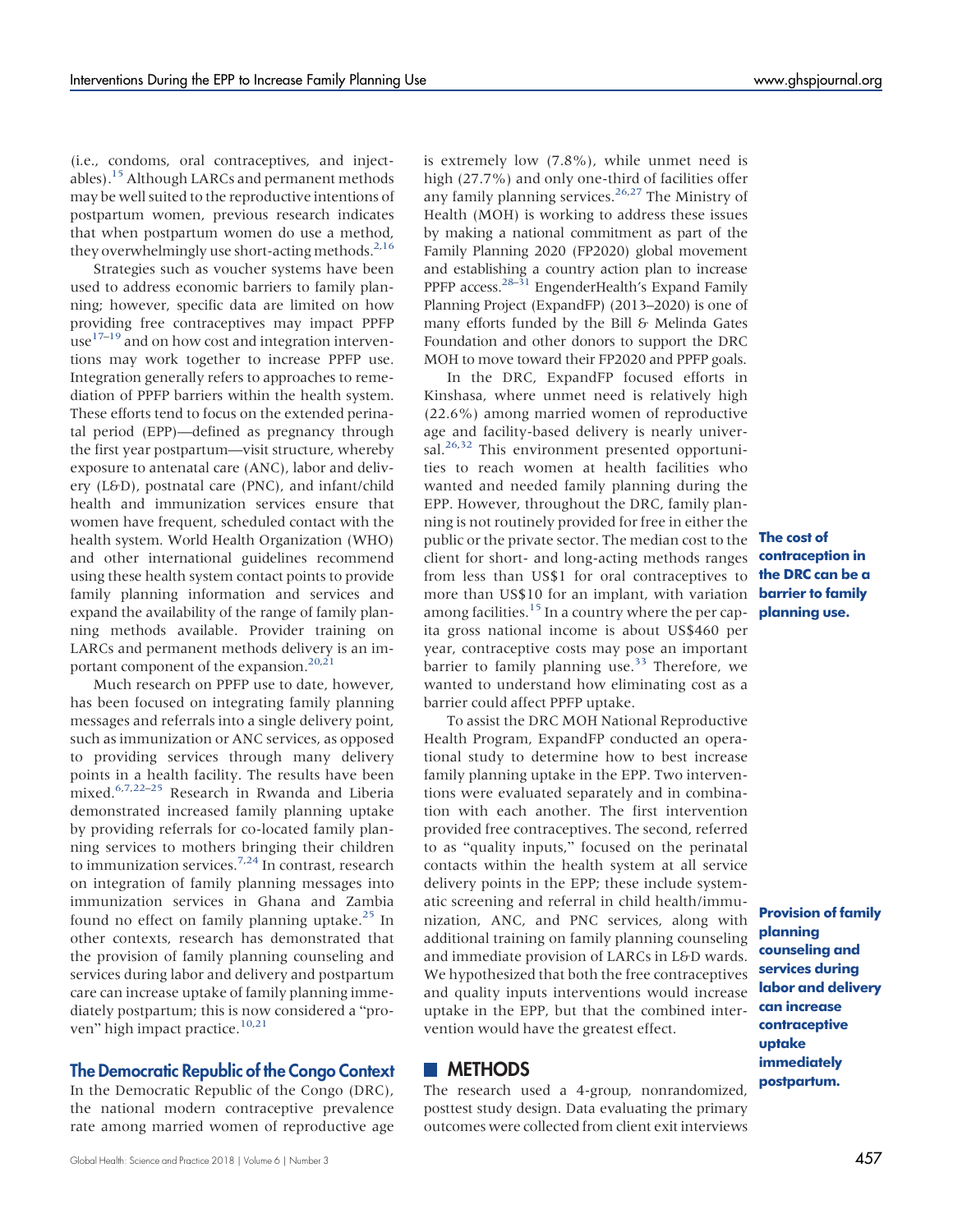(i.e., condoms, oral contraceptives, and injectables).[15] Although LARCs and permanent methods may be well suited to the reproductive intentions of postpartum women, previous research indicates that when postpartum women do use a method, they overwhelmingly use short-acting methods.[2,16]

Strategies such as voucher systems have been used to address economic barriers to family planning; however, specific data are limited on how providing free contraceptives may impact PPFP use[17–19] and on how cost and integration interventions may work together to increase PPFP use. Integration generally refers to approaches to remediation of PPFP barriers within the health system. These efforts tend to focus on the extended perinatal period (EPP)—defined as pregnancy through the first year postpartum—visit structure, whereby exposure to antenatal care (ANC), labor and delivery (L&D), postnatal care (PNC), and infant/child health and immunization services ensure that women have frequent, scheduled contact with the health system. World Health Organization (WHO) and other international guidelines recommend using these health system contact points to provide family planning information and services and expand the availability of the range of family planning methods available. Provider training on LARCs and permanent methods delivery is an important component of the expansion.[20,21]

Much research on PPFP use to date, however, has been focused on integrating family planning messages and referrals into a single delivery point, such as immunization or ANC services, as opposed to providing services through many delivery points in a health facility. The results have been mixed.[6,7,22–25] Research in Rwanda and Liberia demonstrated increased family planning uptake by providing referrals for co-located family planning services to mothers bringing their children to immunization services.[7,24] In contrast, research on integration of family planning messages into immunization services in Ghana and Zambia found no effect on family planning uptake.[25] In other contexts, research has demonstrated that the provision of family planning counseling and services during labor and delivery and postpartum care can increase uptake of family planning immediately postpartum; this is now considered a "proven" high impact practice.[10,21]

**Provision of family planning counseling and services during labor and delivery can increase contraceptive uptake immediately postpartum.**

## The Democratic Republic of the Congo Context

In the Democratic Republic of the Congo (DRC), the national modern contraceptive prevalence rate among married women of reproductive age is extremely low (7.8%), while unmet need is high (27.7%) and only one-third of facilities offer any family planning services.[26,27] The Ministry of Health (MOH) is working to address these issues by making a national commitment as part of the Family Planning 2020 (FP2020) global movement and establishing a country action plan to increase PPFP access.[28–31] EngenderHealth's Expand Family Planning Project (ExpandFP) (2013–2020) is one of many efforts funded by the Bill & Melinda Gates Foundation and other donors to support the DRC MOH to move toward their FP2020 and PPFP goals.

In the DRC, ExpandFP focused efforts in Kinshasa, where unmet need is relatively high (22.6%) among married women of reproductive age and facility-based delivery is nearly universal.[26,32] This environment presented opportunities to reach women at health facilities who wanted and needed family planning during the EPP. However, throughout the DRC, family planning is not routinely provided for free in either the public or the private sector. The median cost to the client for short- and long-acting methods ranges from less than US$1 for oral contraceptives to more than US$10 for an implant, with variation among facilities.[15] In a country where the per capita gross national income is about US$460 per year, contraceptive costs may pose an important barrier to family planning use.[33] Therefore, we wanted to understand how eliminating cost as a barrier could affect PPFP uptake.

**The cost of contraception in the DRC can be a barrier to family planning use.**

To assist the DRC MOH National Reproductive Health Program, ExpandFP conducted an operational study to determine how to best increase family planning uptake in the EPP. Two interventions were evaluated separately and in combination with each another. The first intervention provided free contraceptives. The second, referred to as "quality inputs," focused on the perinatal contacts within the health system at all service delivery points in the EPP; these include systematic screening and referral in child health/immunization, ANC, and PNC services, along with additional training on family planning counseling and immediate provision of LARCs in L&D wards. We hypothesized that both the free contraceptives and quality inputs interventions would increase uptake in the EPP, but that the combined intervention would have the greatest effect.

## METHODS

The research used a 4-group, nonrandomized, posttest study design. Data evaluating the primary outcomes were collected from client exit interviews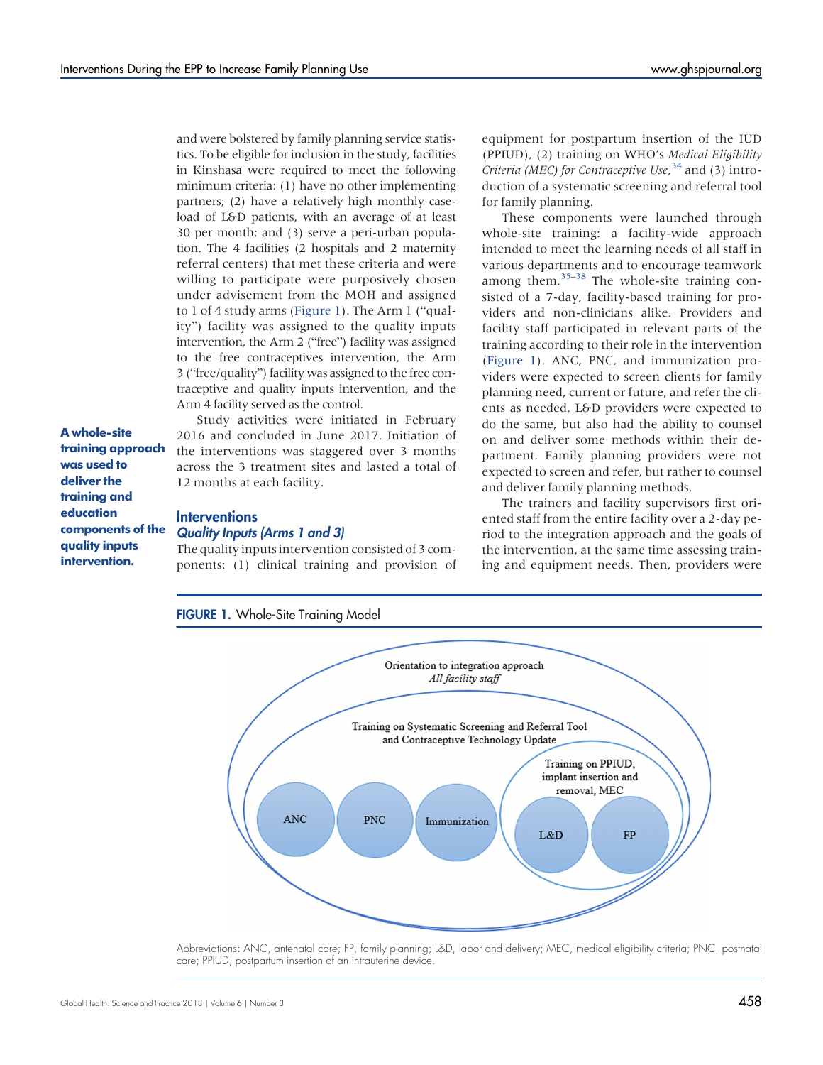and were bolstered by family planning service statistics. To be eligible for inclusion in the study, facilities in Kinshasa were required to meet the following minimum criteria: (1) have no other implementing partners; (2) have a relatively high monthly caseload of L&D patients, with an average of at least 30 per month; and (3) serve a peri-urban population. The 4 facilities (2 hospitals and 2 maternity referral centers) that met these criteria and were willing to participate were purposively chosen under advisement from the MOH and assigned to 1 of 4 study arms (Figure 1). The Arm 1 ("quality") facility was assigned to the quality inputs intervention, the Arm 2 ("free") facility was assigned to the free contraceptives intervention, the Arm 3 ("free/quality") facility was assigned to the free contraceptive and quality inputs intervention, and the Arm 4 facility served as the control.

Study activities were initiated in February 2016 and concluded in June 2017. Initiation of the interventions was staggered over 3 months across the 3 treatment sites and lasted a total of 12 months at each facility.

**A whole-site training approach was used to deliver the training and education components of the quality inputs intervention.**

## Interventions

### *Quality Inputs (Arms 1 and 3)*

The quality inputs intervention consisted of 3 components: (1) clinical training and provision of equipment for postpartum insertion of the IUD (PPIUD), (2) training on WHO's *Medical Eligibility Criteria (MEC) for Contraceptive Use*,[34] and (3) introduction of a systematic screening and referral tool for family planning.

These components were launched through whole-site training: a facility-wide approach intended to meet the learning needs of all staff in various departments and to encourage teamwork among them.[35–38] The whole-site training consisted of a 7-day, facility-based training for providers and non-clinicians alike. Providers and facility staff participated in relevant parts of the training according to their role in the intervention (Figure 1). ANC, PNC, and immunization providers were expected to screen clients for family planning need, current or future, and refer the clients as needed. L&D providers were expected to do the same, but also had the ability to counsel on and deliver some methods within their department. Family planning providers were not expected to screen and refer, but rather to counsel and deliver family planning methods.

The trainers and facility supervisors first oriented staff from the entire facility over a 2-day period to the integration approach and the goals of the intervention, at the same time assessing training and equipment needs. Then, providers were

**FIGURE 1.** Whole-Site Training Model

Orientation to integration approach
*All facility staff*

Training on Systematic Screening and Referral Tool and Contraceptive Technology Update

Training on PPIUD, implant insertion and removal, MEC

ANC | PNC | Immunization | L&D | FP

Abbreviations: ANC, antenatal care; FP, family planning; L&D, labor and delivery; MEC, medical eligibility criteria; PNC, postnatal care; PPIUD, postpartum insertion of an intrauterine device.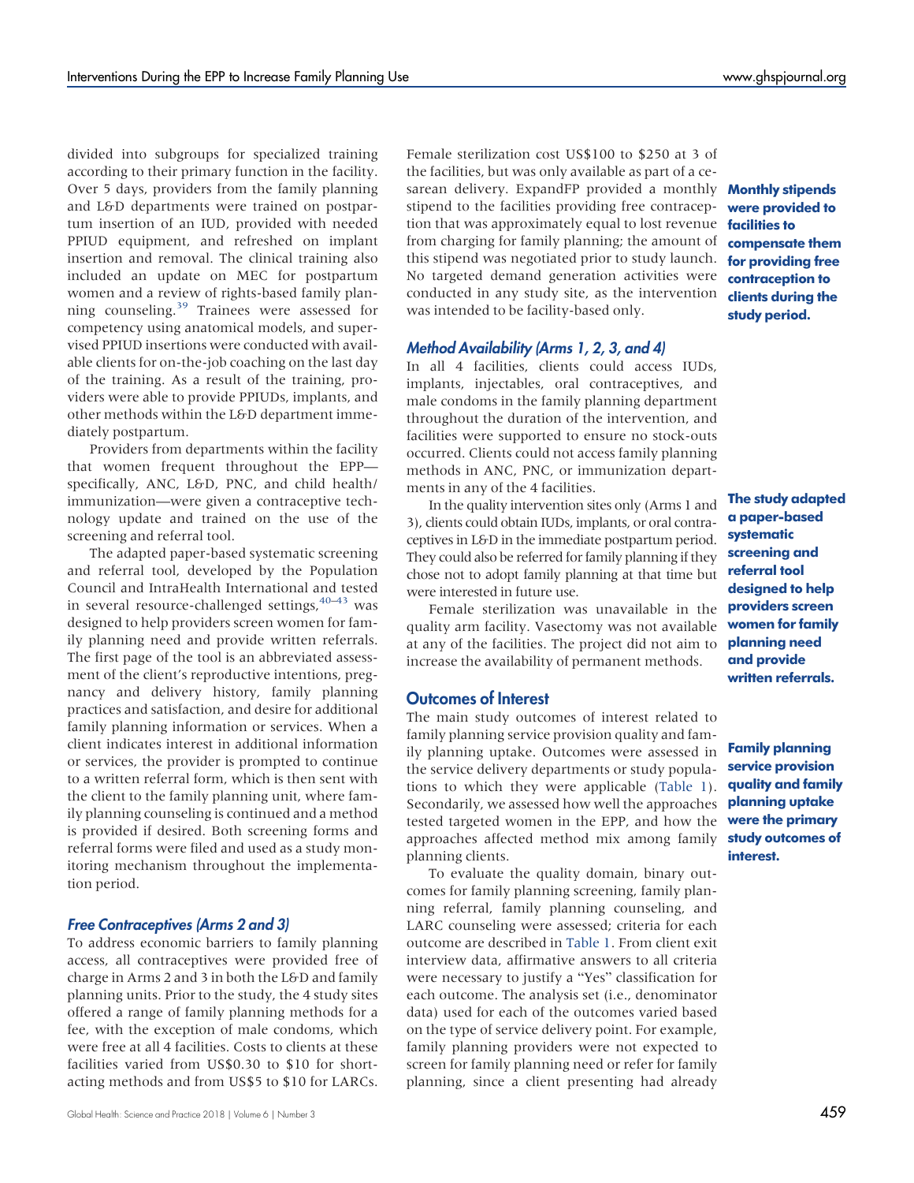divided into subgroups for specialized training according to their primary function in the facility. Over 5 days, providers from the family planning and L&D departments were trained on postpartum insertion of an IUD, provided with needed PPIUD equipment, and refreshed on implant insertion and removal. The clinical training also included an update on MEC for postpartum women and a review of rights-based family planning counseling.[39] Trainees were assessed for competency using anatomical models, and supervised PPIUD insertions were conducted with available clients for on-the-job coaching on the last day of the training. As a result of the training, providers were able to provide PPIUDs, implants, and other methods within the L&D department immediately postpartum.

Providers from departments within the facility that women frequent throughout the EPP—specifically, ANC, L&D, PNC, and child health/immunization—were given a contraceptive technology update and trained on the use of the screening and referral tool.

The adapted paper-based systematic screening and referral tool, developed by the Population Council and IntraHealth International and tested in several resource-challenged settings,[40–43] was designed to help providers screen women for family planning need and provide written referrals. The first page of the tool is an abbreviated assessment of the client's reproductive intentions, pregnancy and delivery history, family planning practices and satisfaction, and desire for additional family planning information or services. When a client indicates interest in additional information or services, the provider is prompted to continue to a written referral form, which is then sent with the client to the family planning unit, where family planning counseling is continued and a method is provided if desired. Both screening forms and referral forms were filed and used as a study monitoring mechanism throughout the implementation period.

### *Free Contraceptives (Arms 2 and 3)*

To address economic barriers to family planning access, all contraceptives were provided free of charge in Arms 2 and 3 in both the L&D and family planning units. Prior to the study, the 4 study sites offered a range of family planning methods for a fee, with the exception of male condoms, which were free at all 4 facilities. Costs to clients at these facilities varied from US$0.30 to $10 for short-acting methods and from US$5 to $10 for LARCs. Female sterilization cost US$100 to $250 at 3 of the facilities, but was only available as part of a cesarean delivery. ExpandFP provided a monthly stipend to the facilities providing free contraception that was approximately equal to lost revenue from charging for family planning; the amount of this stipend was negotiated prior to study launch. No targeted demand generation activities were conducted in any study site, as the intervention was intended to be facility-based only.

**Monthly stipends were provided to facilities to compensate them for providing free contraception to clients during the study period.**

### *Method Availability (Arms 1, 2, 3, and 4)*

In all 4 facilities, clients could access IUDs, implants, injectables, oral contraceptives, and male condoms in the family planning department throughout the duration of the intervention, and facilities were supported to ensure no stock-outs occurred. Clients could not access family planning methods in ANC, PNC, or immunization departments in any of the 4 facilities.

In the quality intervention sites only (Arms 1 and 3), clients could obtain IUDs, implants, or oral contraceptives in L&D in the immediate postpartum period. They could also be referred for family planning if they chose not to adopt family planning at that time but were interested in future use.

Female sterilization was unavailable in the quality arm facility. Vasectomy was not available at any of the facilities. The project did not aim to increase the availability of permanent methods.

**The study adapted a paper-based systematic screening and referral tool designed to help providers screen women for family planning need and provide written referrals.**

## Outcomes of Interest

The main study outcomes of interest related to family planning service provision quality and family planning uptake. Outcomes were assessed in the service delivery departments or study populations to which they were applicable (Table 1). Secondarily, we assessed how well the approaches tested targeted women in the EPP, and how the approaches affected method mix among family planning clients.

**Family planning service provision quality and family planning uptake were the primary study outcomes of interest.**

To evaluate the quality domain, binary outcomes for family planning screening, family planning referral, family planning counseling, and LARC counseling were assessed; criteria for each outcome are described in Table 1. From client exit interview data, affirmative answers to all criteria were necessary to justify a "Yes" classification for each outcome. The analysis set (i.e., denominator data) used for each of the outcomes varied based on the type of service delivery point. For example, family planning providers were not expected to screen for family planning need or refer for family planning, since a client presenting had already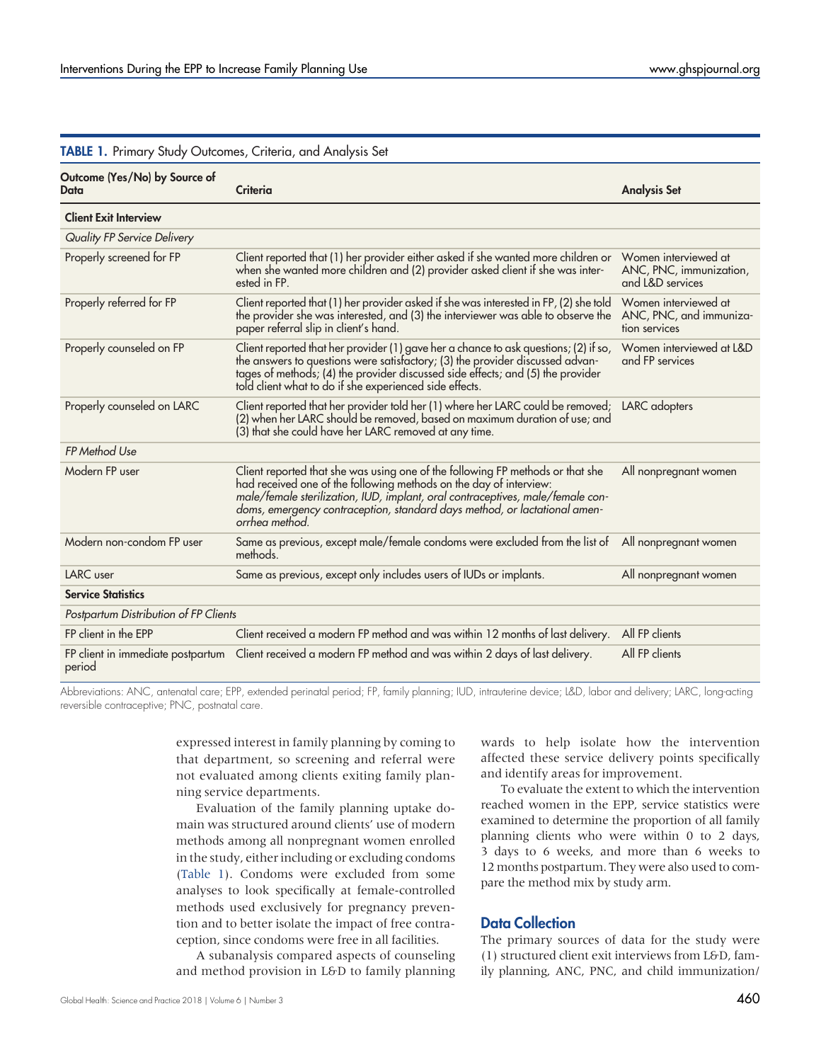**TABLE 1.** Primary Study Outcomes, Criteria, and Analysis Set

| Outcome (Yes/No) by Source of Data | Criteria | Analysis Set |
|---|---|---|
| **Client Exit Interview** | | |
| *Quality FP Service Delivery* | | |
| Properly screened for FP | Client reported that (1) her provider either asked if she wanted more children or when she wanted more children and (2) provider asked client if she was interested in FP. | Women interviewed at ANC, PNC, immunization, and L&D services |
| Properly referred for FP | Client reported that (1) her provider asked if she was interested in FP, (2) she told the provider she was interested, and (3) the interviewer was able to observe the paper referral slip in client's hand. | Women interviewed at ANC, PNC, and immunization services |
| Properly counseled on FP | Client reported that her provider (1) gave her a chance to ask questions; (2) if so, the answers to questions were satisfactory; (3) the provider discussed advantages of methods; (4) the provider discussed side effects; and (5) the provider told client what to do if she experienced side effects. | Women interviewed at L&D and FP services |
| Properly counseled on LARC | Client reported that her provider told her (1) where her LARC could be removed; (2) when her LARC should be removed, based on maximum duration of use; and (3) that she could have her LARC removed at any time. | LARC adopters |
| *FP Method Use* | | |
| Modern FP user | Client reported that she was using one of the following FP methods or that she had received one of the following methods on the day of interview: *male/female sterilization, IUD, implant, oral contraceptives, male/female condoms, emergency contraception, standard days method, or lactational amenorrhea method.* | All nonpregnant women |
| Modern non-condom FP user | Same as previous, except male/female condoms were excluded from the list of methods. | All nonpregnant women |
| LARC user | Same as previous, except only includes users of IUDs or implants. | All nonpregnant women |
| **Service Statistics** | | |
| *Postpartum Distribution of FP Clients* | | |
| FP client in the EPP | Client received a modern FP method and was within 12 months of last delivery. | All FP clients |
| FP client in immediate postpartum period | Client received a modern FP method and was within 2 days of last delivery. | All FP clients |

Abbreviations: ANC, antenatal care; EPP, extended perinatal period; FP, family planning; IUD, intrauterine device; L&D, labor and delivery; LARC, long-acting reversible contraceptive; PNC, postnatal care.

expressed interest in family planning by coming to that department, so screening and referral were not evaluated among clients exiting family planning service departments.

Evaluation of the family planning uptake domain was structured around clients' use of modern methods among all nonpregnant women enrolled in the study, either including or excluding condoms (Table 1). Condoms were excluded from some analyses to look specifically at female-controlled methods used exclusively for pregnancy prevention and to better isolate the impact of free contraception, since condoms were free in all facilities.

A subanalysis compared aspects of counseling and method provision in L&D to family planning wards to help isolate how the intervention affected these service delivery points specifically and identify areas for improvement.

To evaluate the extent to which the intervention reached women in the EPP, service statistics were examined to determine the proportion of all family planning clients who were within 0 to 2 days, 3 days to 6 weeks, and more than 6 weeks to 12 months postpartum. They were also used to compare the method mix by study arm.

## Data Collection

The primary sources of data for the study were (1) structured client exit interviews from L&D, family planning, ANC, PNC, and child immunization/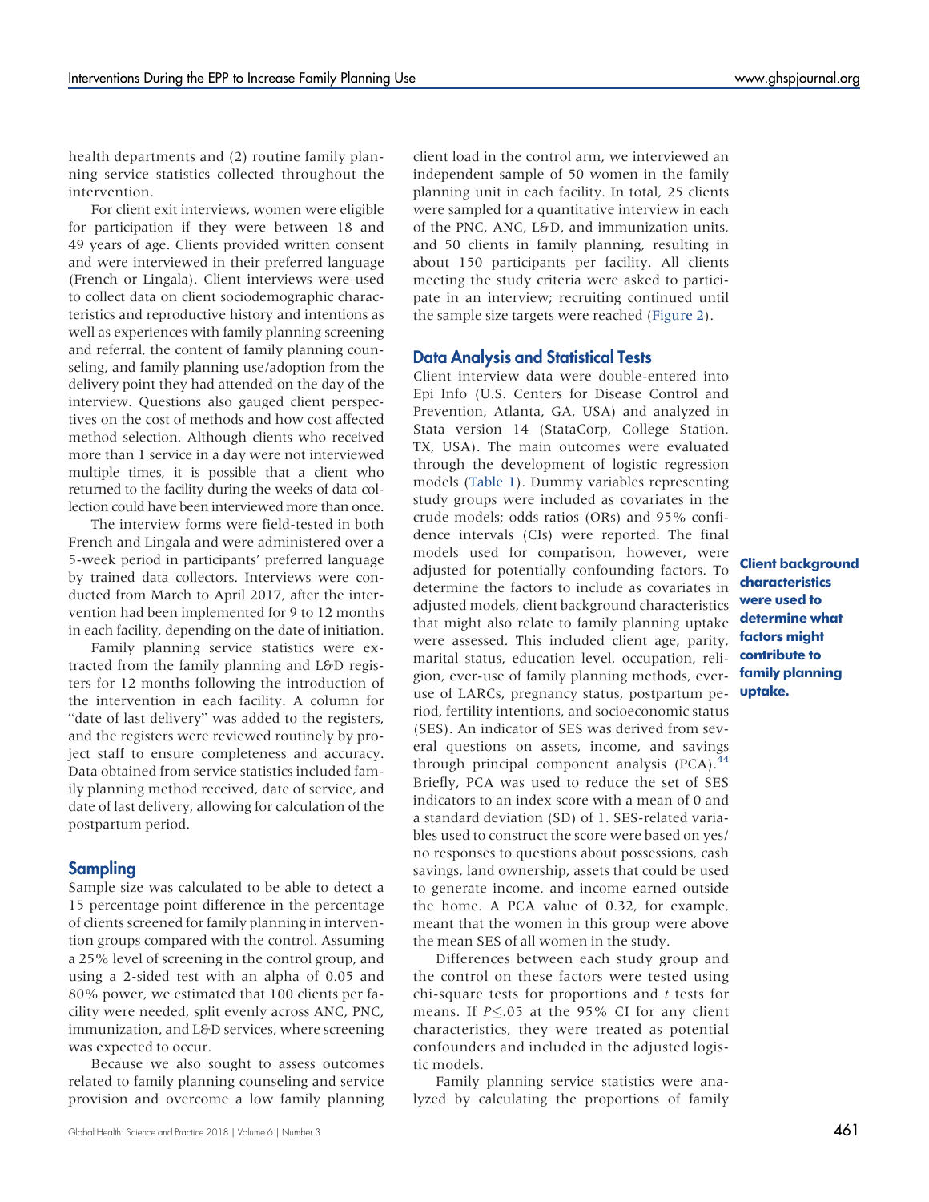health departments and (2) routine family planning service statistics collected throughout the intervention.

For client exit interviews, women were eligible for participation if they were between 18 and 49 years of age. Clients provided written consent and were interviewed in their preferred language (French or Lingala). Client interviews were used to collect data on client sociodemographic characteristics and reproductive history and intentions as well as experiences with family planning screening and referral, the content of family planning counseling, and family planning use/adoption from the delivery point they had attended on the day of the interview. Questions also gauged client perspectives on the cost of methods and how cost affected method selection. Although clients who received more than 1 service in a day were not interviewed multiple times, it is possible that a client who returned to the facility during the weeks of data collection could have been interviewed more than once.

The interview forms were field-tested in both French and Lingala and were administered over a 5-week period in participants' preferred language by trained data collectors. Interviews were conducted from March to April 2017, after the intervention had been implemented for 9 to 12 months in each facility, depending on the date of initiation.

Family planning service statistics were extracted from the family planning and L&D registers for 12 months following the introduction of the intervention in each facility. A column for "date of last delivery" was added to the registers, and the registers were reviewed routinely by project staff to ensure completeness and accuracy. Data obtained from service statistics included family planning method received, date of service, and date of last delivery, allowing for calculation of the postpartum period.

## Sampling

Sample size was calculated to be able to detect a 15 percentage point difference in the percentage of clients screened for family planning in intervention groups compared with the control. Assuming a 25% level of screening in the control group, and using a 2-sided test with an alpha of 0.05 and 80% power, we estimated that 100 clients per facility were needed, split evenly across ANC, PNC, immunization, and L&D services, where screening was expected to occur.

Because we also sought to assess outcomes related to family planning counseling and service provision and overcome a low family planning client load in the control arm, we interviewed an independent sample of 50 women in the family planning unit in each facility. In total, 25 clients were sampled for a quantitative interview in each of the PNC, ANC, L&D, and immunization units, and 50 clients in family planning, resulting in about 150 participants per facility. All clients meeting the study criteria were asked to participate in an interview; recruiting continued until the sample size targets were reached (Figure 2).

## Data Analysis and Statistical Tests

Client interview data were double-entered into Epi Info (U.S. Centers for Disease Control and Prevention, Atlanta, GA, USA) and analyzed in Stata version 14 (StataCorp, College Station, TX, USA). The main outcomes were evaluated through the development of logistic regression models (Table 1). Dummy variables representing study groups were included as covariates in the crude models; odds ratios (ORs) and 95% confidence intervals (CIs) were reported. The final models used for comparison, however, were adjusted for potentially confounding factors. To determine the factors to include as covariates in adjusted models, client background characteristics that might also relate to family planning uptake were assessed. This included client age, parity, marital status, education level, occupation, religion, ever-use of family planning methods, ever-use of LARCs, pregnancy status, postpartum period, fertility intentions, and socioeconomic status (SES). An indicator of SES was derived from several questions on assets, income, and savings through principal component analysis (PCA).[44] Briefly, PCA was used to reduce the set of SES indicators to an index score with a mean of 0 and a standard deviation (SD) of 1. SES-related variables used to construct the score were based on yes/no responses to questions about possessions, cash savings, land ownership, assets that could be used to generate income, and income earned outside the home. A PCA value of 0.32, for example, meant that the women in this group were above the mean SES of all women in the study.

**Client background characteristics were used to determine what factors might contribute to family planning uptake.**

Differences between each study group and the control on these factors were tested using chi-square tests for proportions and *t* tests for means. If $P \leq .05$ at the 95% CI for any client characteristics, they were treated as potential confounders and included in the adjusted logistic models.

Family planning service statistics were analyzed by calculating the proportions of family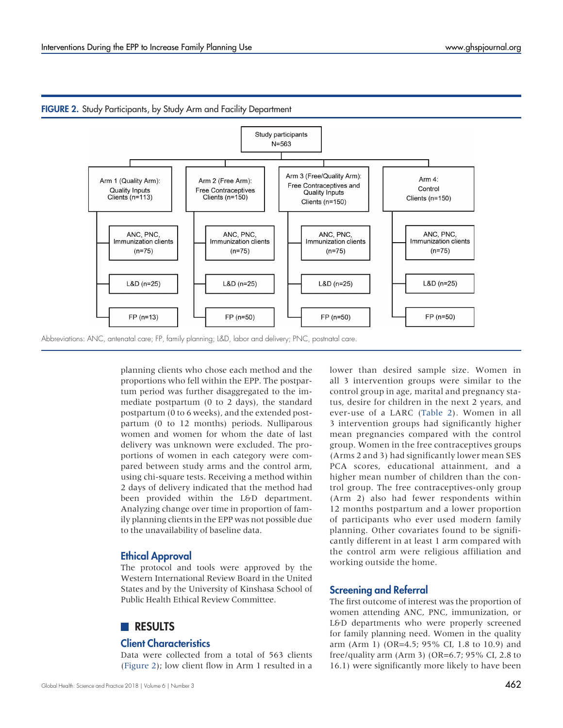**FIGURE 2.** Study Participants, by Study Arm and Facility Department

Study participants N=563

- Arm 1 (Quality Arm): Quality Inputs Clients (n=113)
  - ANC, PNC, Immunization clients (n=75)
  - L&D (n=25)
  - FP (n=13)
- Arm 2 (Free Arm): Free Contraceptives Clients (n=150)
  - ANC, PNC, Immunization clients (n=75)
  - L&D (n=25)
  - FP (n=50)
- Arm 3 (Free/Quality Arm): Free Contraceptives and Quality Inputs Clients (n=150)
  - ANC, PNC, Immunization clients (n=75)
  - L&D (n=25)
  - FP (n=50)
- Arm 4: Control Clients (n=150)
  - ANC, PNC, Immunization clients (n=75)
  - L&D (n=25)
  - FP (n=50)

Abbreviations: ANC, antenatal care; FP, family planning; L&D, labor and delivery; PNC, postnatal care.

planning clients who chose each method and the proportions who fell within the EPP. The postpartum period was further disaggregated to the immediate postpartum (0 to 2 days), the standard postpartum (0 to 6 weeks), and the extended postpartum (0 to 12 months) periods. Nulliparous women and women for whom the date of last delivery was unknown were excluded. The proportions of women in each category were compared between study arms and the control arm, using chi-square tests. Receiving a method within 2 days of delivery indicated that the method had been provided within the L&D department. Analyzing change over time in proportion of family planning clients in the EPP was not possible due to the unavailability of baseline data.

## Ethical Approval

The protocol and tools were approved by the Western International Review Board in the United States and by the University of Kinshasa School of Public Health Ethical Review Committee.

# RESULTS

## Client Characteristics

Data were collected from a total of 563 clients (Figure 2); low client flow in Arm 1 resulted in a lower than desired sample size. Women in all 3 intervention groups were similar to the control group in age, marital and pregnancy status, desire for children in the next 2 years, and ever-use of a LARC (Table 2). Women in all 3 intervention groups had significantly higher mean pregnancies compared with the control group. Women in the free contraceptives groups (Arms 2 and 3) had significantly lower mean SES PCA scores, educational attainment, and a higher mean number of children than the control group. The free contraceptives-only group (Arm 2) also had fewer respondents within 12 months postpartum and a lower proportion of participants who ever used modern family planning. Other covariates found to be significantly different in at least 1 arm compared with the control arm were religious affiliation and working outside the home.

## Screening and Referral

The first outcome of interest was the proportion of women attending ANC, PNC, immunization, or L&D departments who were properly screened for family planning need. Women in the quality arm (Arm 1) (OR=4.5; 95% CI, 1.8 to 10.9) and free/quality arm (Arm 3) (OR=6.7; 95% CI, 2.8 to 16.1) were significantly more likely to have been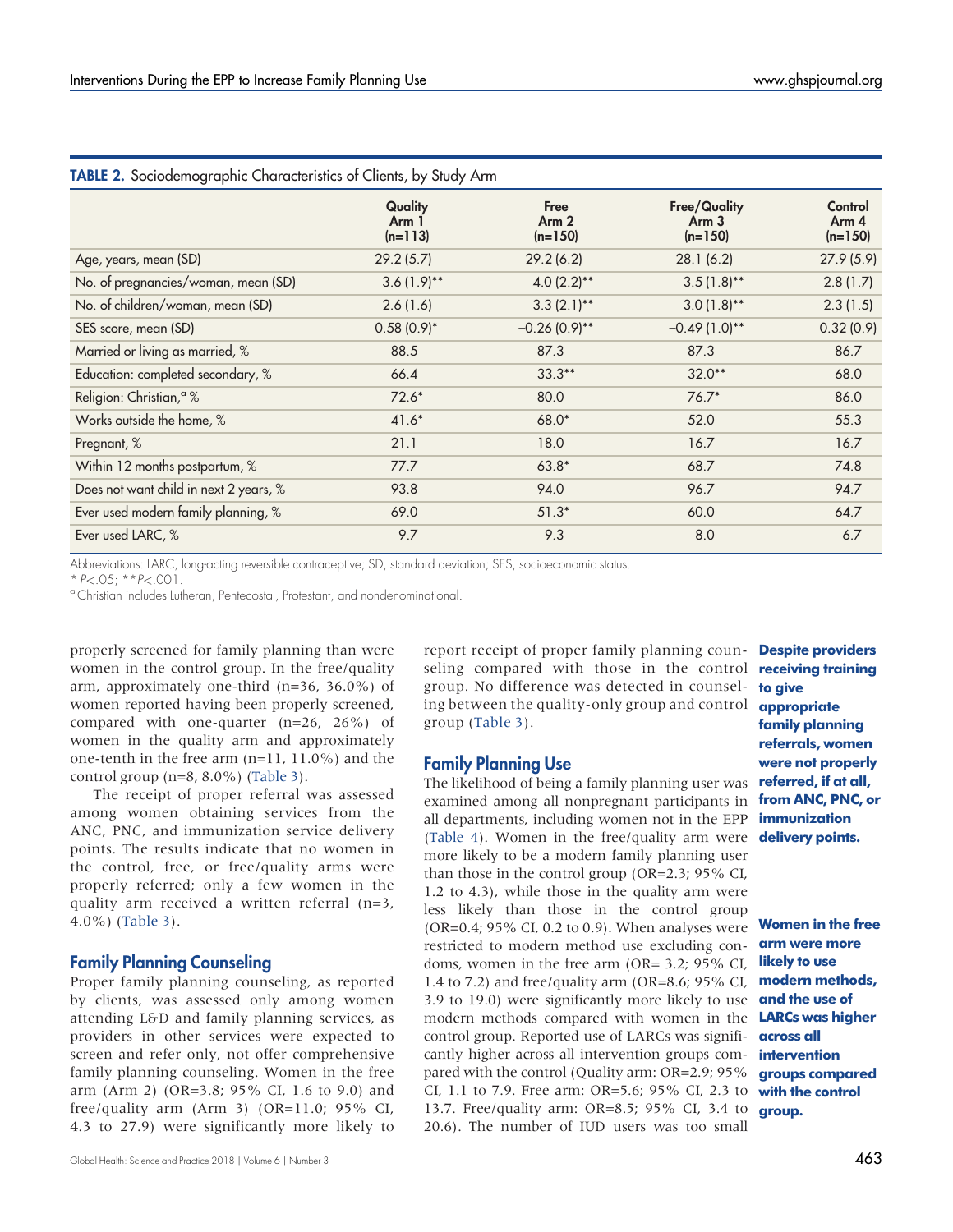**TABLE 2.** Sociodemographic Characteristics of Clients, by Study Arm

| | Quality Arm 1 (n=113) | Free Arm 2 (n=150) | Free/Quality Arm 3 (n=150) | Control Arm 4 (n=150) |
|---|---|---|---|---|
| Age, years, mean (SD) | 29.2 (5.7) | 29.2 (6.2) | 28.1 (6.2) | 27.9 (5.9) |
| No. of pregnancies/woman, mean (SD) | 3.6 (1.9)** | 4.0 (2.2)** | 3.5 (1.8)** | 2.8 (1.7) |
| No. of children/woman, mean (SD) | 2.6 (1.6) | 3.3 (2.1)** | 3.0 (1.8)** | 2.3 (1.5) |
| SES score, mean (SD) | 0.58 (0.9)* | −0.26 (0.9)** | −0.49 (1.0)** | 0.32 (0.9) |
| Married or living as married, % | 88.5 | 87.3 | 87.3 | 86.7 |
| Education: completed secondary, % | 66.4 | 33.3** | 32.0** | 68.0 |
| Religion: Christian,[a] % | 72.6* | 80.0 | 76.7* | 86.0 |
| Works outside the home, % | 41.6* | 68.0* | 52.0 | 55.3 |
| Pregnant, % | 21.1 | 18.0 | 16.7 | 16.7 |
| Within 12 months postpartum, % | 77.7 | 63.8* | 68.7 | 74.8 |
| Does not want child in next 2 years, % | 93.8 | 94.0 | 96.7 | 94.7 |
| Ever used modern family planning, % | 69.0 | 51.3* | 60.0 | 64.7 |
| Ever used LARC, % | 9.7 | 9.3 | 8.0 | 6.7 |

Abbreviations: LARC, long-acting reversible contraceptive; SD, standard deviation; SES, socioeconomic status.

* $P<.05$; ** $P<.001$.

[a] Christian includes Lutheran, Pentecostal, Protestant, and nondenominational.

properly screened for family planning than were women in the control group. In the free/quality arm, approximately one-third (n=36, 36.0%) of women reported having been properly screened, compared with one-quarter (n=26, 26%) of women in the quality arm and approximately one-tenth in the free arm (n=11, 11.0%) and the control group (n=8, 8.0%) (Table 3).

The receipt of proper referral was assessed among women obtaining services from the ANC, PNC, and immunization service delivery points. The results indicate that no women in the control, free, or free/quality arms were properly referred; only a few women in the quality arm received a written referral (n=3, 4.0%) (Table 3).

**Despite providers receiving training to give appropriate family planning referrals, women were not properly referred, if at all, from ANC, PNC, or immunization delivery points.**

## Family Planning Counseling

Proper family planning counseling, as reported by clients, was assessed only among women attending L&D and family planning services, as providers in other services were expected to screen and refer only, not offer comprehensive family planning counseling. Women in the free arm (Arm 2) (OR=3.8; 95% CI, 1.6 to 9.0) and free/quality arm (Arm 3) (OR=11.0; 95% CI, 4.3 to 27.9) were significantly more likely to report receipt of proper family planning counseling compared with those in the control group. No difference was detected in counseling between the quality-only group and control group (Table 3).

## Family Planning Use

The likelihood of being a family planning user was examined among all nonpregnant participants in all departments, including women not in the EPP (Table 4). Women in the free/quality arm were more likely to be a modern family planning user than those in the control group (OR=2.3; 95% CI, 1.2 to 4.3), while those in the quality arm were less likely than those in the control group (OR=0.4; 95% CI, 0.2 to 0.9). When analyses were restricted to modern method use excluding condoms, women in the free arm (OR= 3.2; 95% CI, 1.4 to 7.2) and free/quality arm (OR=8.6; 95% CI, 3.9 to 19.0) were significantly more likely to use modern methods compared with women in the control group. Reported use of LARCs was significantly higher across all intervention groups compared with the control (Quality arm: OR=2.9; 95% CI, 1.1 to 7.9. Free arm: OR=5.6; 95% CI, 2.3 to 13.7. Free/quality arm: OR=8.5; 95% CI, 3.4 to 20.6). The number of IUD users was too small

**Women in the free arm were more likely to use modern methods, and the use of LARCs was higher across all intervention groups compared with the control group.**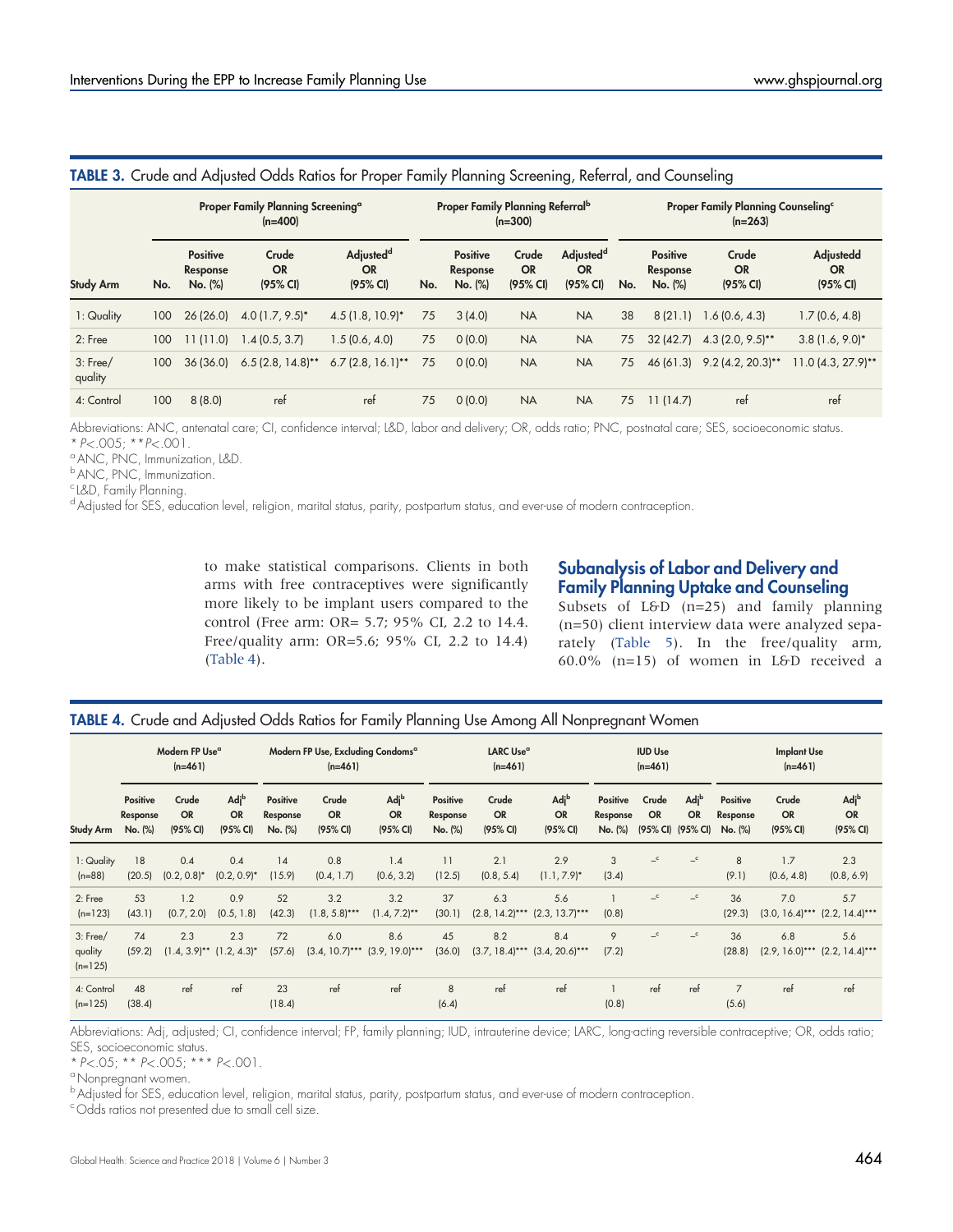**TABLE 3.** Crude and Adjusted Odds Ratios for Proper Family Planning Screening, Referral, and Counseling

| | Proper Family Planning Screening[a] (n=400) | | | | Proper Family Planning Referral[b] (n=300) | | | | Proper Family Planning Counseling[c] (n=263) | | | |
|---|---|---|---|---|---|---|---|---|---|---|---|---|
| Study Arm | No. | Positive Response No. (%) | Crude OR (95% CI) | Adjusted[d] OR (95% CI) | No. | Positive Response No. (%) | Crude OR (95% CI) | Adjusted[d] OR (95% CI) | No. | Positive Response No. (%) | Crude OR (95% CI) | Adjustedd OR (95% CI) |
| 1: Quality | 100 | 26 (26.0) | 4.0 (1.7, 9.5)* | 4.5 (1.8, 10.9)* | 75 | 3 (4.0) | NA | NA | 38 | 8 (21.1) | 1.6 (0.6, 4.3) | 1.7 (0.6, 4.8) |
| 2: Free | 100 | 11 (11.0) | 1.4 (0.5, 3.7) | 1.5 (0.6, 4.0) | 75 | 0 (0.0) | NA | NA | 75 | 32 (42.7) | 4.3 (2.0, 9.5)** | 3.8 (1.6, 9.0)* |
| 3: Free/ quality | 100 | 36 (36.0) | 6.5 (2.8, 14.8)** | 6.7 (2.8, 16.1)** | 75 | 0 (0.0) | NA | NA | 75 | 46 (61.3) | 9.2 (4.2, 20.3)** | 11.0 (4.3, 27.9)** |
| 4: Control | 100 | 8 (8.0) | ref | ref | 75 | 0 (0.0) | NA | NA | 75 | 11 (14.7) | ref | ref |

Abbreviations: ANC, antenatal care; CI, confidence interval; L&D, labor and delivery; OR, odds ratio; PNC, postnatal care; SES, socioeconomic status.
* $P<.005$; ** $P<.001$.
[a] ANC, PNC, Immunization, L&D.
[b] ANC, PNC, Immunization.
[c] L&D, Family Planning.
[d] Adjusted for SES, education level, religion, marital status, parity, postpartum status, and ever-use of modern contraception.

to make statistical comparisons. Clients in both arms with free contraceptives were significantly more likely to be implant users compared to the control (Free arm: OR= 5.7; 95% CI, 2.2 to 14.4. Free/quality arm: OR=5.6; 95% CI, 2.2 to 14.4) (Table 4).

## Subanalysis of Labor and Delivery and Family Planning Uptake and Counseling

Subsets of L&D (n=25) and family planning (n=50) client interview data were analyzed separately (Table 5). In the free/quality arm, 60.0% (n=15) of women in L&D received a

**TABLE 4.** Crude and Adjusted Odds Ratios for Family Planning Use Among All Nonpregnant Women

| | Modern FP Use[a] (n=461) | | | Modern FP Use, Excluding Condoms[a] (n=461) | | | LARC Use[a] (n=461) | | | IUD Use (n=461) | | | Implant Use (n=461) | | |
|---|---|---|---|---|---|---|---|---|---|---|---|---|---|---|---|
| Study Arm | Positive Response No. (%) | Crude OR (95% CI) | Adj[b] OR (95% CI) | Positive Response No. (%) | Crude OR (95% CI) | Adj[b] OR (95% CI) | Positive Response No. (%) | Crude OR (95% CI) | Adj[b] OR (95% CI) | Positive Response No. (%) | Crude OR (95% CI) | Adj[b] OR (95% CI) | Positive Response No. (%) | Crude OR (95% CI) | Adj[b] OR (95% CI) |
| 1: Quality (n=88) | 18 (20.5) | 0.4 (0.2, 0.8)* | 0.4 (0.2, 0.9)* | 14 (15.9) | 0.8 (0.4, 1.7) | 1.4 (0.6, 3.2) | 11 (12.5) | 2.1 (0.8, 5.4) | 2.9 (1.1, 7.9)* | 3 (3.4) | –[c] | –[c] | 8 (9.1) | 1.7 (0.6, 4.8) | 2.3 (0.8, 6.9) |
| 2: Free (n=123) | 53 (43.1) | 1.2 (0.7, 2.0) | 0.9 (0.5, 1.8) | 52 (42.3) | 3.2 (1.8, 5.8)*** | 3.2 (1.4, 7.2)** | 37 (30.1) | 6.3 (2.8, 14.2)*** | 5.6 (2.3, 13.7)*** | 1 (0.8) | –[c] | –[c] | 36 (29.3) | 7.0 (3.0, 16.4)*** | 5.7 (2.2, 14.4)*** |
| 3: Free/ quality (n=125) | 74 (59.2) | 2.3 (1.4, 3.9)** | 2.3 (1.2, 4.3)* | 72 (57.6) | 6.0 (3.4, 10.7)*** | 8.6 (3.9, 19.0)*** | 45 (36.0) | 8.2 (3.7, 18.4)*** | 8.4 (3.4, 20.6)*** | 9 (7.2) | –[c] | –[c] | 36 (28.8) | 6.8 (2.9, 16.0)*** | 5.6 (2.2, 14.4)*** |
| 4: Control (n=125) | 48 (38.4) | ref | ref | 23 (18.4) | ref | ref | 8 (6.4) | ref | ref | 1 (0.8) | ref | ref | 7 (5.6) | ref | ref |

Abbreviations: Adj, adjusted; CI, confidence interval; FP, family planning; IUD, intrauterine device; LARC, long-acting reversible contraceptive; OR, odds ratio; SES, socioeconomic status.
* $P<.05$; ** $P<.005$; *** $P<.001$.
[a] Nonpregnant women.
[b] Adjusted for SES, education level, religion, marital status, parity, postpartum status, and ever-use of modern contraception.
[c] Odds ratios not presented due to small cell size.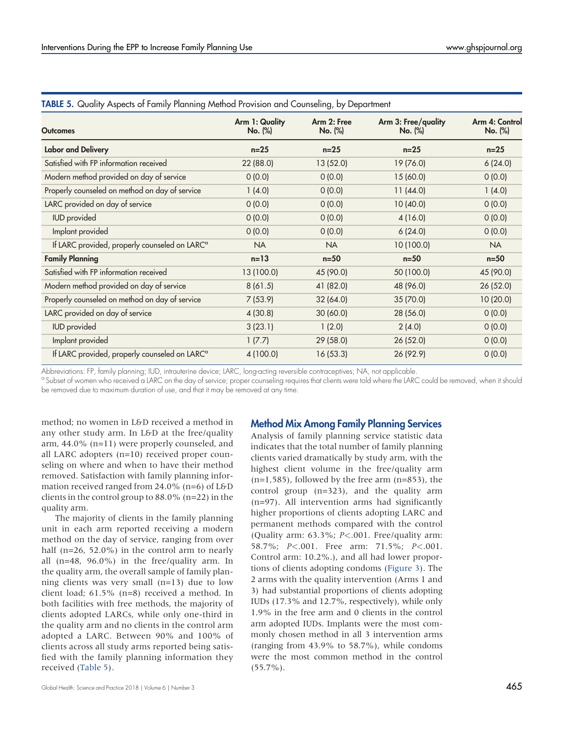**TABLE 5.** Quality Aspects of Family Planning Method Provision and Counseling, by Department

| Outcomes | Arm 1: Quality No. (%) | Arm 2: Free No. (%) | Arm 3: Free/quality No. (%) | Arm 4: Control No. (%) |
|---|---|---|---|---|
| **Labor and Delivery** | **n=25** | **n=25** | **n=25** | **n=25** |
| Satisfied with FP information received | 22 (88.0) | 13 (52.0) | 19 (76.0) | 6 (24.0) |
| Modern method provided on day of service | 0 (0.0) | 0 (0.0) | 15 (60.0) | 0 (0.0) |
| Properly counseled on method on day of service | 1 (4.0) | 0 (0.0) | 11 (44.0) | 1 (4.0) |
| LARC provided on day of service | 0 (0.0) | 0 (0.0) | 10 (40.0) | 0 (0.0) |
| IUD provided | 0 (0.0) | 0 (0.0) | 4 (16.0) | 0 (0.0) |
| Implant provided | 0 (0.0) | 0 (0.0) | 6 (24.0) | 0 (0.0) |
| If LARC provided, properly counseled on LARC[a] | NA | NA | 10 (100.0) | NA |
| **Family Planning** | **n=13** | **n=50** | **n=50** | **n=50** |
| Satisfied with FP information received | 13 (100.0) | 45 (90.0) | 50 (100.0) | 45 (90.0) |
| Modern method provided on day of service | 8 (61.5) | 41 (82.0) | 48 (96.0) | 26 (52.0) |
| Properly counseled on method on day of service | 7 (53.9) | 32 (64.0) | 35 (70.0) | 10 (20.0) |
| LARC provided on day of service | 4 (30.8) | 30 (60.0) | 28 (56.0) | 0 (0.0) |
| IUD provided | 3 (23.1) | 1 (2.0) | 2 (4.0) | 0 (0.0) |
| Implant provided | 1 (7.7) | 29 (58.0) | 26 (52.0) | 0 (0.0) |
| If LARC provided, properly counseled on LARC[a] | 4 (100.0) | 16 (53.3) | 26 (92.9) | 0 (0.0) |

Abbreviations: FP, family planning; IUD, intrauterine device; LARC, long-acting reversible contraceptives; NA, not applicable.
[a] Subset of women who received a LARC on the day of service; proper counseling requires that clients were told where the LARC could be removed, when it should be removed due to maximum duration of use, and that it may be removed at any time.

method; no women in L&D received a method in any other study arm. In L&D at the free/quality arm, 44.0% (n=11) were properly counseled, and all LARC adopters (n=10) received proper counseling on where and when to have their method removed. Satisfaction with family planning information received ranged from 24.0% (n=6) of L&D clients in the control group to 88.0% (n=22) in the quality arm.

The majority of clients in the family planning unit in each arm reported receiving a modern method on the day of service, ranging from over half (n=26, 52.0%) in the control arm to nearly all (n=48, 96.0%) in the free/quality arm. In the quality arm, the overall sample of family planning clients was very small (n=13) due to low client load; 61.5% (n=8) received a method. In both facilities with free methods, the majority of clients adopted LARCs, while only one-third in the quality arm and no clients in the control arm adopted a LARC. Between 90% and 100% of clients across all study arms reported being satisfied with the family planning information they received (Table 5).

## Method Mix Among Family Planning Services

Analysis of family planning service statistic data indicates that the total number of family planning clients varied dramatically by study arm, with the highest client volume in the free/quality arm (n=1,585), followed by the free arm (n=853), the control group (n=323), and the quality arm (n=97). All intervention arms had significantly higher proportions of clients adopting LARC and permanent methods compared with the control (Quality arm: 63.3%; $P<.001$. Free/quality arm: 58.7%; $P<.001$. Free arm: 71.5%; $P<.001$. Control arm: 10.2%.), and all had lower proportions of clients adopting condoms (Figure 3). The 2 arms with the quality intervention (Arms 1 and 3) had substantial proportions of clients adopting IUDs (17.3% and 12.7%, respectively), while only 1.9% in the free arm and 0 clients in the control arm adopted IUDs. Implants were the most commonly chosen method in all 3 intervention arms (ranging from 43.9% to 58.7%), while condoms were the most common method in the control (55.7%).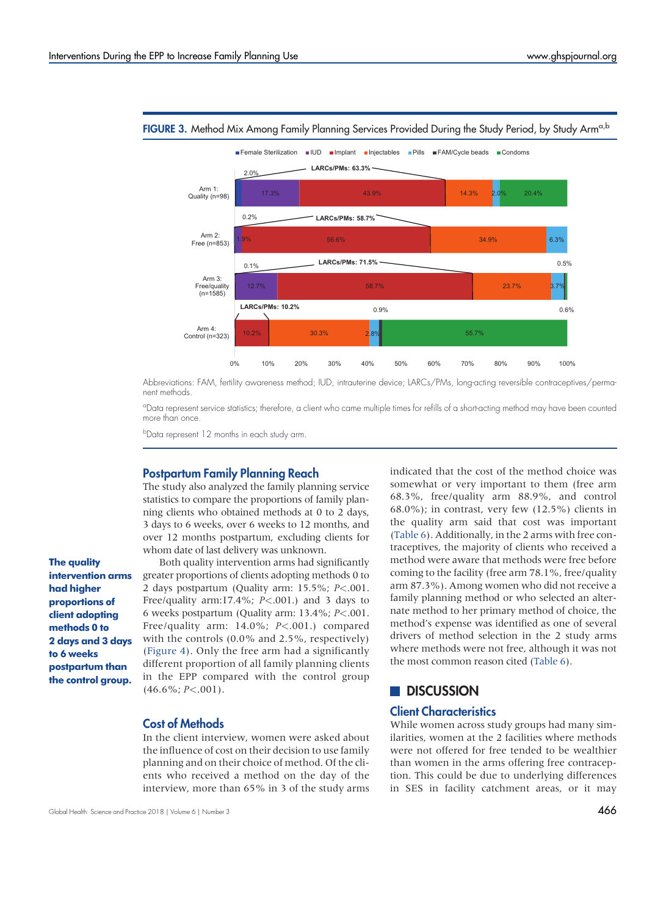**FIGURE 3.** Method Mix Among Family Planning Services Provided During the Study Period, by Study Arm[a,b]

Abbreviations: FAM, fertility awareness method; IUD, intrauterine device; LARCs/PMs, long-acting reversible contraceptives/permanent methods.

[a]Data represent service statistics; therefore, a client who came multiple times for refills of a short-acting method may have been counted more than once.

[b]Data represent 12 months in each study arm.

## Postpartum Family Planning Reach

The study also analyzed the family planning service statistics to compare the proportions of family planning clients who obtained methods at 0 to 2 days, 3 days to 6 weeks, over 6 weeks to 12 months, and over 12 months postpartum, excluding clients for whom date of last delivery was unknown.

**The quality intervention arms had higher proportions of client adopting methods 0 to 2 days and 3 days to 6 weeks postpartum than the control group.**

Both quality intervention arms had significantly greater proportions of clients adopting methods 0 to 2 days postpartum (Quality arm: 15.5%; $P<.001$. Free/quality arm:17.4%; $P<.001$.) and 3 days to 6 weeks postpartum (Quality arm: 13.4%; $P<.001$. Free/quality arm: 14.0%; $P<.001$.) compared with the controls (0.0% and 2.5%, respectively) (Figure 4). Only the free arm had a significantly different proportion of all family planning clients in the EPP compared with the control group (46.6%; $P<.001$).

## Cost of Methods

In the client interview, women were asked about the influence of cost on their decision to use family planning and on their choice of method. Of the clients who received a method on the day of the interview, more than 65% in 3 of the study arms indicated that the cost of the method choice was somewhat or very important to them (free arm 68.3%, free/quality arm 88.9%, and control 68.0%); in contrast, very few (12.5%) clients in the quality arm said that cost was important (Table 6). Additionally, in the 2 arms with free contraceptives, the majority of clients who received a method were aware that methods were free before coming to the facility (free arm 78.1%, free/quality arm 87.3%). Among women who did not receive a family planning method or who selected an alternate method to her primary method of choice, the method's expense was identified as one of several drivers of method selection in the 2 study arms where methods were not free, although it was not the most common reason cited (Table 6).

# DISCUSSION

## Client Characteristics

While women across study groups had many similarities, women at the 2 facilities where methods were not offered for free tended to be wealthier than women in the arms offering free contraception. This could be due to underlying differences in SES in facility catchment areas, or it may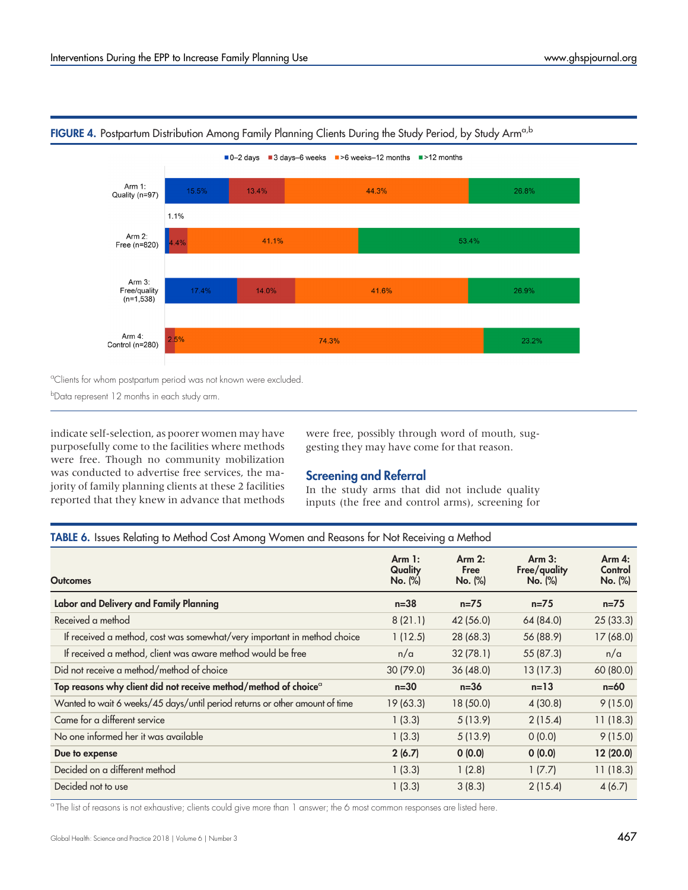**FIGURE 4.** Postpartum Distribution Among Family Planning Clients During the Study Period, by Study Arm[a,b]

| | 0–2 days | 3 days–6 weeks | >6 weeks–12 months | >12 months |
|---|---|---|---|---|
| Arm 1: Quality (n=97) | 15.5% | 13.4% | 44.3% | 26.8% |
| Arm 2: Free (n=820) | 1.1% | 4.4% | 41.1% | 53.4% |
| Arm 3: Free/quality (n=1,538) | 17.4% | 14.0% | 41.6% | 26.9% |
| Arm 4: Control (n=280) | | 2.5% | 74.3% | 23.2% |

[a]Clients for whom postpartum period was not known were excluded.

[b]Data represent 12 months in each study arm.

indicate self-selection, as poorer women may have purposefully come to the facilities where methods were free. Though no community mobilization was conducted to advertise free services, the majority of family planning clients at these 2 facilities reported that they knew in advance that methods were free, possibly through word of mouth, suggesting they may have come for that reason.

## Screening and Referral

In the study arms that did not include quality inputs (the free and control arms), screening for

**TABLE 6.** Issues Relating to Method Cost Among Women and Reasons for Not Receiving a Method

| Outcomes | Arm 1: Quality No. (%) | Arm 2: Free No. (%) | Arm 3: Free/quality No. (%) | Arm 4: Control No. (%) |
|---|---|---|---|---|
| **Labor and Delivery and Family Planning** | **n=38** | **n=75** | **n=75** | **n=75** |
| Received a method | 8 (21.1) | 42 (56.0) | 64 (84.0) | 25 (33.3) |
| If received a method, cost was somewhat/very important in method choice | 1 (12.5) | 28 (68.3) | 56 (88.9) | 17 (68.0) |
| If received a method, client was aware method would be free | n/a | 32 (78.1) | 55 (87.3) | n/a |
| Did not receive a method/method of choice | 30 (79.0) | 36 (48.0) | 13 (17.3) | 60 (80.0) |
| **Top reasons why client did not receive method/method of choice[a]** | **n=30** | **n=36** | **n=13** | **n=60** |
| Wanted to wait 6 weeks/45 days/until period returns or other amount of time | 19 (63.3) | 18 (50.0) | 4 (30.8) | 9 (15.0) |
| Came for a different service | 1 (3.3) | 5 (13.9) | 2 (15.4) | 11 (18.3) |
| No one informed her it was available | 1 (3.3) | 5 (13.9) | 0 (0.0) | 9 (15.0) |
| **Due to expense** | **2 (6.7)** | **0 (0.0)** | **0 (0.0)** | **12 (20.0)** |
| Decided on a different method | 1 (3.3) | 1 (2.8) | 1 (7.7) | 11 (18.3) |
| Decided not to use | 1 (3.3) | 3 (8.3) | 2 (15.4) | 4 (6.7) |

[a] The list of reasons is not exhaustive; clients could give more than 1 answer; the 6 most common responses are listed here.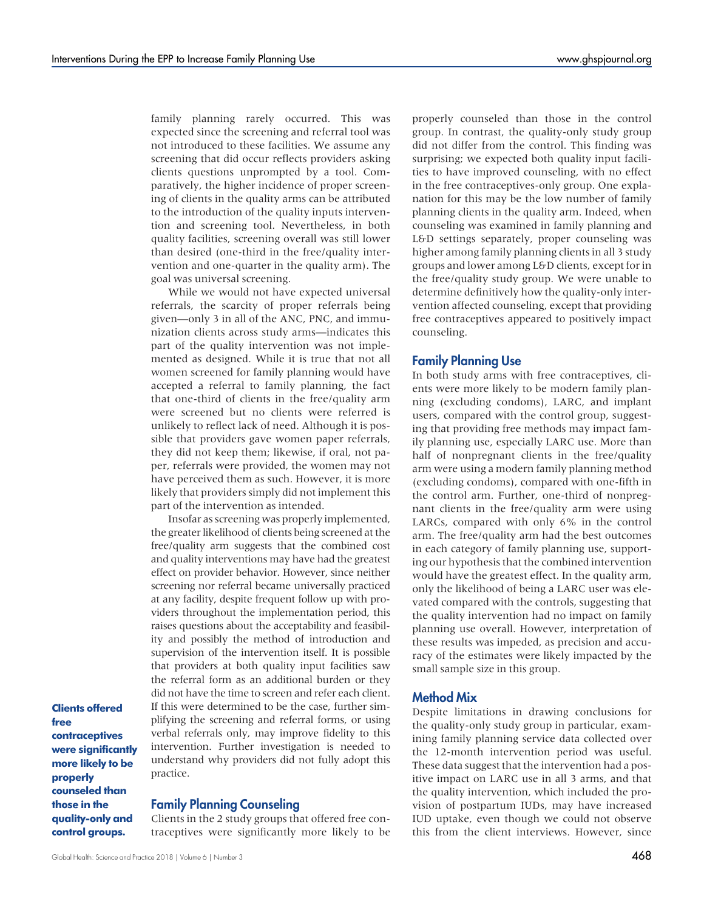family planning rarely occurred. This was expected since the screening and referral tool was not introduced to these facilities. We assume any screening that did occur reflects providers asking clients questions unprompted by a tool. Comparatively, the higher incidence of proper screening of clients in the quality arms can be attributed to the introduction of the quality inputs intervention and screening tool. Nevertheless, in both quality facilities, screening overall was still lower than desired (one-third in the free/quality intervention and one-quarter in the quality arm). The goal was universal screening.

While we would not have expected universal referrals, the scarcity of proper referrals being given—only 3 in all of the ANC, PNC, and immunization clients across study arms—indicates this part of the quality intervention was not implemented as designed. While it is true that not all women screened for family planning would have accepted a referral to family planning, the fact that one-third of clients in the free/quality arm were screened but no clients were referred is unlikely to reflect lack of need. Although it is possible that providers gave women paper referrals, they did not keep them; likewise, if oral, not paper, referrals were provided, the women may not have perceived them as such. However, it is more likely that providers simply did not implement this part of the intervention as intended.

Insofar as screening was properly implemented, the greater likelihood of clients being screened at the free/quality arm suggests that the combined cost and quality interventions may have had the greatest effect on provider behavior. However, since neither screening nor referral became universally practiced at any facility, despite frequent follow up with providers throughout the implementation period, this raises questions about the acceptability and feasibility and possibly the method of introduction and supervision of the intervention itself. It is possible that providers at both quality input facilities saw the referral form as an additional burden or they did not have the time to screen and refer each client. If this were determined to be the case, further simplifying the screening and referral forms, or using verbal referrals only, may improve fidelity to this intervention. Further investigation is needed to understand why providers did not fully adopt this practice.

**Clients offered free contraceptives were significantly more likely to be properly counseled than those in the quality-only and control groups.**

## Family Planning Counseling

Clients in the 2 study groups that offered free contraceptives were significantly more likely to be properly counseled than those in the control group. In contrast, the quality-only study group did not differ from the control. This finding was surprising; we expected both quality input facilities to have improved counseling, with no effect in the free contraceptives-only group. One explanation for this may be the low number of family planning clients in the quality arm. Indeed, when counseling was examined in family planning and L&D settings separately, proper counseling was higher among family planning clients in all 3 study groups and lower among L&D clients, except for in the free/quality study group. We were unable to determine definitively how the quality-only intervention affected counseling, except that providing free contraceptives appeared to positively impact counseling.

## Family Planning Use

In both study arms with free contraceptives, clients were more likely to be modern family planning (excluding condoms), LARC, and implant users, compared with the control group, suggesting that providing free methods may impact family planning use, especially LARC use. More than half of nonpregnant clients in the free/quality arm were using a modern family planning method (excluding condoms), compared with one-fifth in the control arm. Further, one-third of nonpregnant clients in the free/quality arm were using LARCs, compared with only 6% in the control arm. The free/quality arm had the best outcomes in each category of family planning use, supporting our hypothesis that the combined intervention would have the greatest effect. In the quality arm, only the likelihood of being a LARC user was elevated compared with the controls, suggesting that the quality intervention had no impact on family planning use overall. However, interpretation of these results was impeded, as precision and accuracy of the estimates were likely impacted by the small sample size in this group.

## Method Mix

Despite limitations in drawing conclusions for the quality-only study group in particular, examining family planning service data collected over the 12-month intervention period was useful. These data suggest that the intervention had a positive impact on LARC use in all 3 arms, and that the quality intervention, which included the provision of postpartum IUDs, may have increased IUD uptake, even though we could not observe this from the client interviews. However, since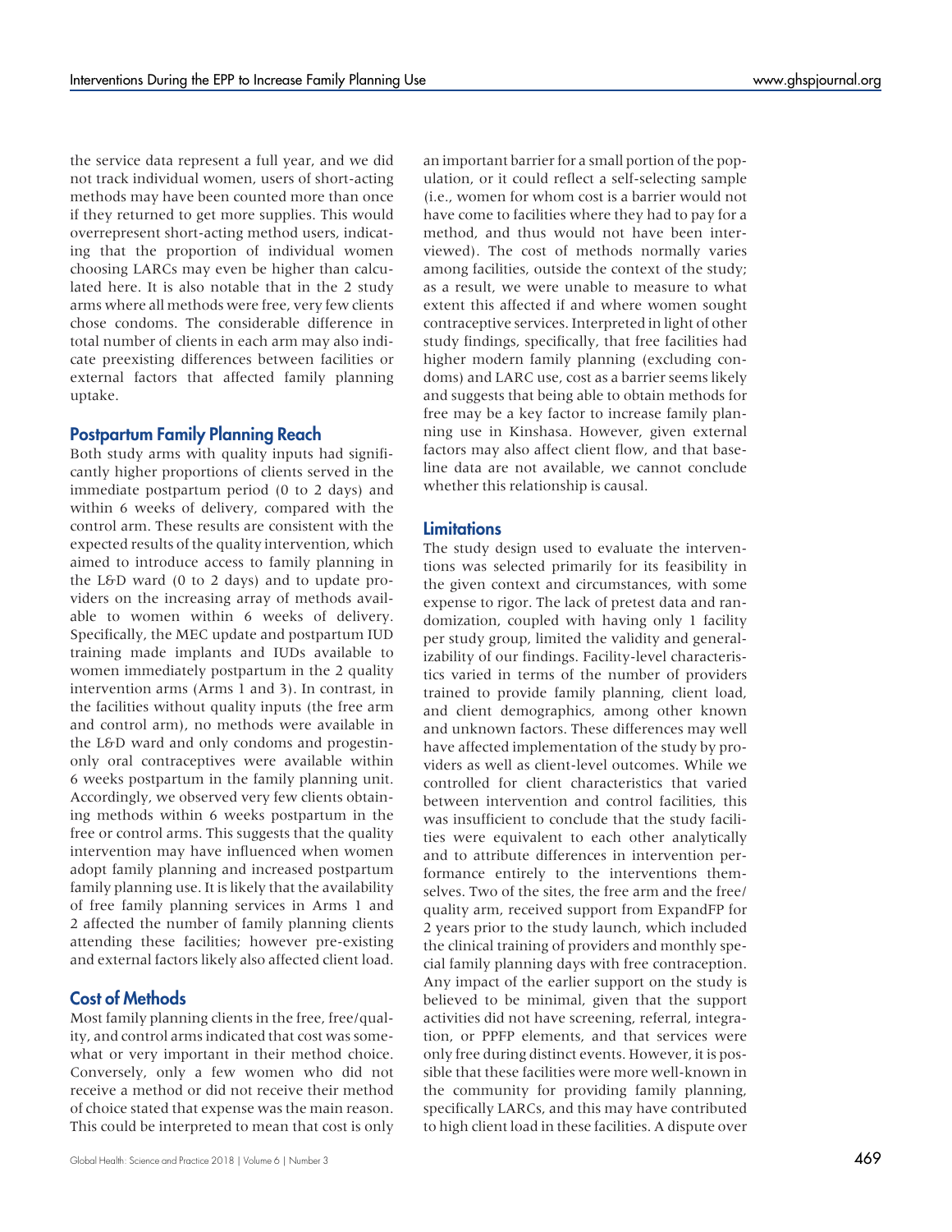the service data represent a full year, and we did not track individual women, users of short-acting methods may have been counted more than once if they returned to get more supplies. This would overrepresent short-acting method users, indicating that the proportion of individual women choosing LARCs may even be higher than calculated here. It is also notable that in the 2 study arms where all methods were free, very few clients chose condoms. The considerable difference in total number of clients in each arm may also indicate preexisting differences between facilities or external factors that affected family planning uptake.

### Postpartum Family Planning Reach

Both study arms with quality inputs had significantly higher proportions of clients served in the immediate postpartum period (0 to 2 days) and within 6 weeks of delivery, compared with the control arm. These results are consistent with the expected results of the quality intervention, which aimed to introduce access to family planning in the L&D ward (0 to 2 days) and to update providers on the increasing array of methods available to women within 6 weeks of delivery. Specifically, the MEC update and postpartum IUD training made implants and IUDs available to women immediately postpartum in the 2 quality intervention arms (Arms 1 and 3). In contrast, in the facilities without quality inputs (the free arm and control arm), no methods were available in the L&D ward and only condoms and progestin-only oral contraceptives were available within 6 weeks postpartum in the family planning unit. Accordingly, we observed very few clients obtaining methods within 6 weeks postpartum in the free or control arms. This suggests that the quality intervention may have influenced when women adopt family planning and increased postpartum family planning use. It is likely that the availability of free family planning services in Arms 1 and 2 affected the number of family planning clients attending these facilities; however pre-existing and external factors likely also affected client load.

### Cost of Methods

Most family planning clients in the free, free/quality, and control arms indicated that cost was somewhat or very important in their method choice. Conversely, only a few women who did not receive a method or did not receive their method of choice stated that expense was the main reason. This could be interpreted to mean that cost is only an important barrier for a small portion of the population, or it could reflect a self-selecting sample (i.e., women for whom cost is a barrier would not have come to facilities where they had to pay for a method, and thus would not have been interviewed). The cost of methods normally varies among facilities, outside the context of the study; as a result, we were unable to measure to what extent this affected if and where women sought contraceptive services. Interpreted in light of other study findings, specifically, that free facilities had higher modern family planning (excluding condoms) and LARC use, cost as a barrier seems likely and suggests that being able to obtain methods for free may be a key factor to increase family planning use in Kinshasa. However, given external factors may also affect client flow, and that baseline data are not available, we cannot conclude whether this relationship is causal.

### Limitations

The study design used to evaluate the interventions was selected primarily for its feasibility in the given context and circumstances, with some expense to rigor. The lack of pretest data and randomization, coupled with having only 1 facility per study group, limited the validity and generalizability of our findings. Facility-level characteristics varied in terms of the number of providers trained to provide family planning, client load, and client demographics, among other known and unknown factors. These differences may well have affected implementation of the study by providers as well as client-level outcomes. While we controlled for client characteristics that varied between intervention and control facilities, this was insufficient to conclude that the study facilities were equivalent to each other analytically and to attribute differences in intervention performance entirely to the interventions themselves. Two of the sites, the free arm and the free/quality arm, received support from ExpandFP for 2 years prior to the study launch, which included the clinical training of providers and monthly special family planning days with free contraception. Any impact of the earlier support on the study is believed to be minimal, given that the support activities did not have screening, referral, integration, or PPFP elements, and that services were only free during distinct events. However, it is possible that these facilities were more well-known in the community for providing family planning, specifically LARCs, and this may have contributed to high client load in these facilities. A dispute over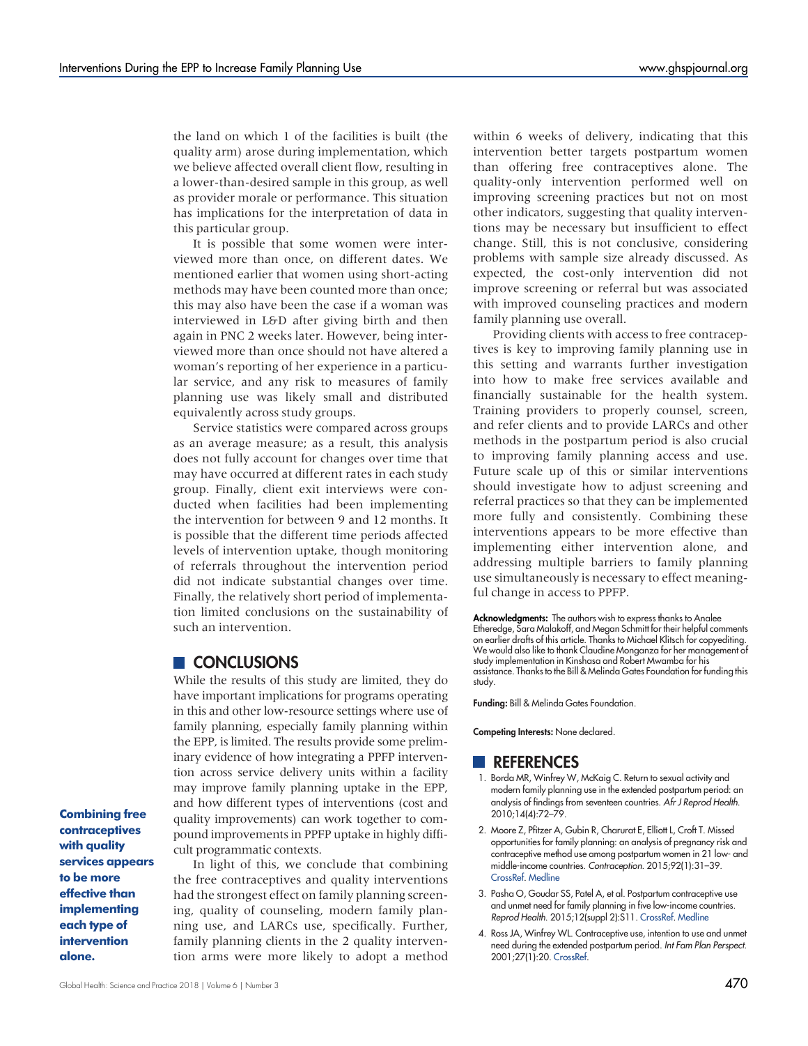the land on which 1 of the facilities is built (the quality arm) arose during implementation, which we believe affected overall client flow, resulting in a lower-than-desired sample in this group, as well as provider morale or performance. This situation has implications for the interpretation of data in this particular group.

It is possible that some women were interviewed more than once, on different dates. We mentioned earlier that women using short-acting methods may have been counted more than once; this may also have been the case if a woman was interviewed in L&D after giving birth and then again in PNC 2 weeks later. However, being interviewed more than once should not have altered a woman's reporting of her experience in a particular service, and any risk to measures of family planning use was likely small and distributed equivalently across study groups.

Service statistics were compared across groups as an average measure; as a result, this analysis does not fully account for changes over time that may have occurred at different rates in each study group. Finally, client exit interviews were conducted when facilities had been implementing the intervention for between 9 and 12 months. It is possible that the different time periods affected levels of intervention uptake, though monitoring of referrals throughout the intervention period did not indicate substantial changes over time. Finally, the relatively short period of implementation limited conclusions on the sustainability of such an intervention.

## CONCLUSIONS

While the results of this study are limited, they do have important implications for programs operating in this and other low-resource settings where use of family planning, especially family planning within the EPP, is limited. The results provide some preliminary evidence of how integrating a PPFP intervention across service delivery units within a facility may improve family planning uptake in the EPP, and how different types of interventions (cost and quality improvements) can work together to compound improvements in PPFP uptake in highly difficult programmatic contexts.

**Combining free contraceptives with quality services appears to be more effective than implementing each type of intervention alone.**

In light of this, we conclude that combining the free contraceptives and quality interventions had the strongest effect on family planning screening, quality of counseling, modern family planning use, and LARCs use, specifically. Further, family planning clients in the 2 quality intervention arms were more likely to adopt a method within 6 weeks of delivery, indicating that this intervention better targets postpartum women than offering free contraceptives alone. The quality-only intervention performed well on improving screening practices but not on most other indicators, suggesting that quality interventions may be necessary but insufficient to effect change. Still, this is not conclusive, considering problems with sample size already discussed. As expected, the cost-only intervention did not improve screening or referral but was associated with improved counseling practices and modern family planning use overall.

Providing clients with access to free contraceptives is key to improving family planning use in this setting and warrants further investigation into how to make free services available and financially sustainable for the health system. Training providers to properly counsel, screen, and refer clients and to provide LARCs and other methods in the postpartum period is also crucial to improving family planning access and use. Future scale up of this or similar interventions should investigate how to adjust screening and referral practices so that they can be implemented more fully and consistently. Combining these interventions appears to be more effective than implementing either intervention alone, and addressing multiple barriers to family planning use simultaneously is necessary to effect meaningful change in access to PPFP.

**Acknowledgments:** The authors wish to express thanks to Analee Etheredge, Sara Malakoff, and Megan Schmitt for their helpful comments on earlier drafts of this article. Thanks to Michael Klitsch for copyediting. We would also like to thank Claudine Monganza for her management of study implementation in Kinshasa and Robert Mwamba for his assistance. Thanks to the Bill & Melinda Gates Foundation for funding this study.

**Funding:** Bill & Melinda Gates Foundation.

**Competing Interests:** None declared.

## REFERENCES

1. Borda MR, Winfrey W, McKaig C. Return to sexual activity and modern family planning use in the extended postpartum period: an analysis of findings from seventeen countries. *Afr J Reprod Health.* 2010;14(4):72–79.
2. Moore Z, Pfitzer A, Gubin R, Charurat E, Elliott L, Croft T. Missed opportunities for family planning: an analysis of pregnancy risk and contraceptive method use among postpartum women in 21 low- and middle-income countries. *Contraception.* 2015;92(1):31–39. CrossRef. Medline
3. Pasha O, Goudar SS, Patel A, et al. Postpartum contraceptive use and unmet need for family planning in five low-income countries. *Reprod Health.* 2015;12(suppl 2):S11. CrossRef. Medline
4. Ross JA, Winfrey WL. Contraceptive use, intention to use and unmet need during the extended postpartum period. *Int Fam Plan Perspect.* 2001;27(1):20. CrossRef.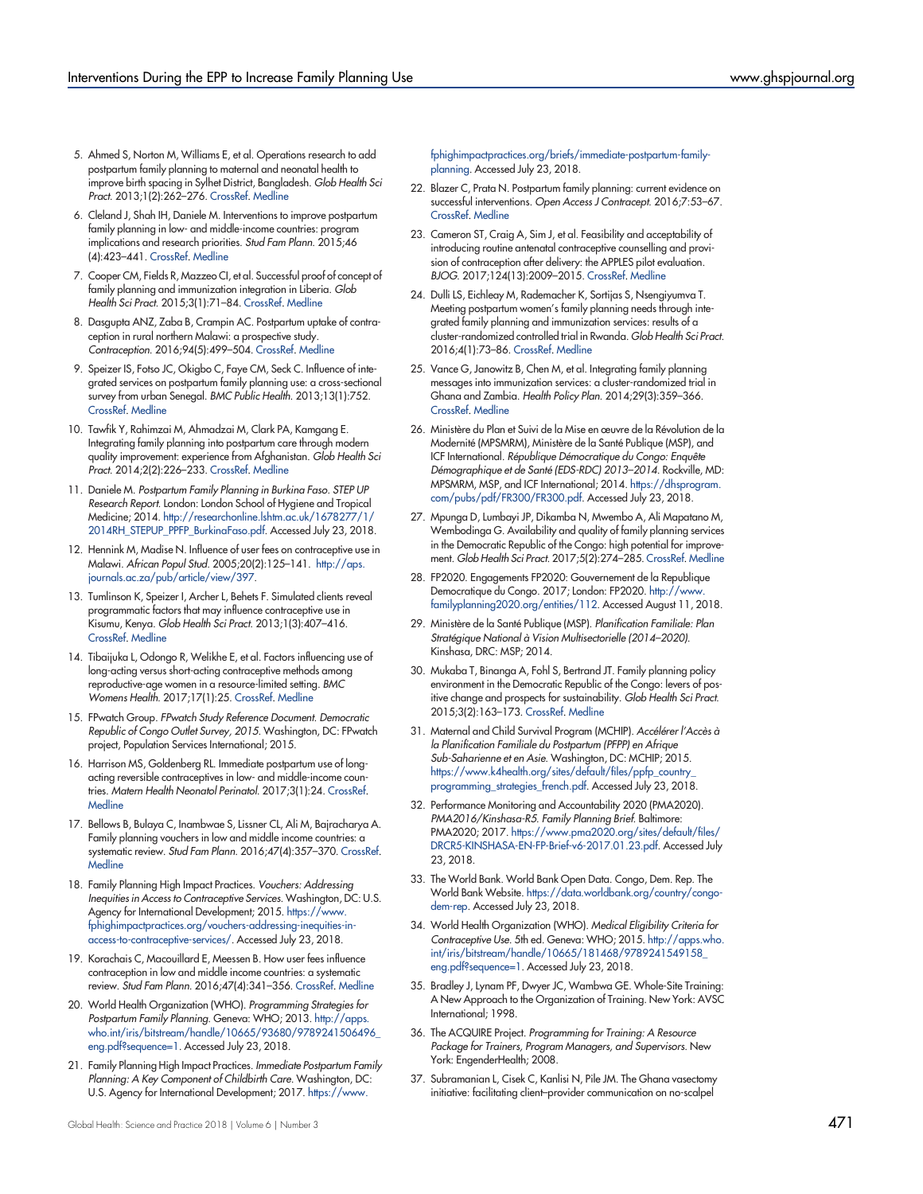5. Ahmed S, Norton M, Williams E, et al. Operations research to add postpartum family planning to maternal and neonatal health to improve birth spacing in Sylhet District, Bangladesh. *Glob Health Sci Pract.* 2013;1(2):262–276. CrossRef. Medline

6. Cleland J, Shah IH, Daniele M. Interventions to improve postpartum family planning in low- and middle-income countries: program implications and research priorities. *Stud Fam Plann.* 2015;46(4):423–441. CrossRef. Medline

7. Cooper CM, Fields R, Mazzeo CI, et al. Successful proof of concept of family planning and immunization integration in Liberia. *Glob Health Sci Pract.* 2015;3(1):71–84. CrossRef. Medline

8. Dasgupta ANZ, Zaba B, Crampin AC. Postpartum uptake of contraception in rural northern Malawi: a prospective study. *Contraception.* 2016;94(5):499–504. CrossRef. Medline

9. Speizer IS, Fotso JC, Okigbo C, Faye CM, Seck C. Influence of integrated services on postpartum family planning use: a cross-sectional survey from urban Senegal. *BMC Public Health.* 2013;13(1):752. CrossRef. Medline

10. Tawfik Y, Rahimzai M, Ahmadzai M, Clark PA, Kamgang E. Integrating family planning into postpartum care through modern quality improvement: experience from Afghanistan. *Glob Health Sci Pract.* 2014;2(2):226–233. CrossRef. Medline

11. Daniele M. *Postpartum Family Planning in Burkina Faso. STEP UP Research Report.* London: London School of Hygiene and Tropical Medicine; 2014. http://researchonline.lshtm.ac.uk/1678277/1/2014RH_STEPUP_PPFP_BurkinaFaso.pdf. Accessed July 23, 2018.

12. Hennink M, Madise N. Influence of user fees on contraceptive use in Malawi. *African Popul Stud.* 2005;20(2):125–141. http://aps.journals.ac.za/pub/article/view/397.

13. Tumlinson K, Speizer I, Archer L, Behets F. Simulated clients reveal programmatic factors that may influence contraceptive use in Kisumu, Kenya. *Glob Health Sci Pract.* 2013;1(3):407–416. CrossRef. Medline

14. Tibaijuka L, Odongo R, Welikhe E, et al. Factors influencing use of long-acting versus short-acting contraceptive methods among reproductive-age women in a resource-limited setting. *BMC Womens Health.* 2017;17(1):25. CrossRef. Medline

15. FPwatch Group. *FPwatch Study Reference Document. Democratic Republic of Congo Outlet Survey, 2015.* Washington, DC: FPwatch project, Population Services International; 2015.

16. Harrison MS, Goldenberg RL. Immediate postpartum use of long-acting reversible contraceptives in low- and middle-income countries. *Matern Health Neonatol Perinatol.* 2017;3(1):24. CrossRef. Medline

17. Bellows B, Bulaya C, Inambwae S, Lissner CL, Ali M, Bajracharya A. Family planning vouchers in low and middle income countries: a systematic review. *Stud Fam Plann.* 2016;47(4):357–370. CrossRef. Medline

18. Family Planning High Impact Practices. *Vouchers: Addressing Inequities in Access to Contraceptive Services.* Washington, DC: U.S. Agency for International Development; 2015. https://www.fphighimpactpractices.org/vouchers-addressing-inequities-in-access-to-contraceptive-services/. Accessed July 23, 2018.

19. Korachais C, Macouillard E, Meessen B. How user fees influence contraception in low and middle income countries: a systematic review. *Stud Fam Plann.* 2016;47(4):341–356. CrossRef. Medline

20. World Health Organization (WHO). *Programming Strategies for Postpartum Family Planning.* Geneva: WHO; 2013. http://apps.who.int/iris/bitstream/handle/10665/93680/9789241506496_eng.pdf?sequence=1. Accessed July 23, 2018.

21. Family Planning High Impact Practices. *Immediate Postpartum Family Planning: A Key Component of Childbirth Care.* Washington, DC: U.S. Agency for International Development; 2017. https://www.fphighimpactpractices.org/briefs/immediate-postpartum-family-planning. Accessed July 23, 2018.

22. Blazer C, Prata N. Postpartum family planning: current evidence on successful interventions. *Open Access J Contracept.* 2016;7:53–67. CrossRef. Medline

23. Cameron ST, Craig A, Sim J, et al. Feasibility and acceptability of introducing routine antenatal contraceptive counselling and provision of contraception after delivery: the APPLES pilot evaluation. *BJOG.* 2017;124(13):2009–2015. CrossRef. Medline

24. Dulli LS, Eichleay M, Rademacher K, Sortijas S, Nsengiyumva T. Meeting postpartum women's family planning needs through integrated family planning and immunization services: results of a cluster-randomized controlled trial in Rwanda. *Glob Health Sci Pract.* 2016;4(1):73–86. CrossRef. Medline

25. Vance G, Janowitz B, Chen M, et al. Integrating family planning messages into immunization services: a cluster-randomized trial in Ghana and Zambia. *Health Policy Plan.* 2014;29(3):359–366. CrossRef. Medline

26. Ministère du Plan et Suivi de la Mise en œuvre de la Révolution de la Modernité (MPSMRM), Ministère de la Santé Publique (MSP), and ICF International. *République Démocratique du Congo: Enquête Démographique et de Santé (EDS-RDC) 2013–2014.* Rockville, MD: MPSMRM, MSP, and ICF International; 2014. https://dhsprogram.com/pubs/pdf/FR300/FR300.pdf. Accessed July 23, 2018.

27. Mpunga D, Lumbayi JP, Dikamba N, Mwembo A, Ali Mapatano M, Wembodinga G. Availability and quality of family planning services in the Democratic Republic of the Congo: high potential for improvement. *Glob Health Sci Pract.* 2017;5(2):274–285. CrossRef. Medline

28. FP2020. Engagements FP2020: Gouvernement de la Republique Democratique du Congo. 2017; London: FP2020. http://www.familyplanning2020.org/entities/112. Accessed August 11, 2018.

29. Ministère de la Santé Publique (MSP). *Planification Familiale: Plan Stratégique National à Vision Multisectorielle (2014–2020).* Kinshasa, DRC: MSP; 2014.

30. Mukaba T, Binanga A, Fohl S, Bertrand JT. Family planning policy environment in the Democratic Republic of the Congo: levers of positive change and prospects for sustainability. *Glob Health Sci Pract.* 2015;3(2):163–173. CrossRef. Medline

31. Maternal and Child Survival Program (MCHIP). *Accélérer l'Accès à la Planification Familiale du Postpartum (PFPP) en Afrique Sub-Saharienne et en Asie.* Washington, DC: MCHIP; 2015. https://www.k4health.org/sites/default/files/ppfp_country_programming_strategies_french.pdf. Accessed July 23, 2018.

32. Performance Monitoring and Accountability 2020 (PMA2020). *PMA2016/Kinshasa-R5. Family Planning Brief.* Baltimore: PMA2020; 2017. https://www.pma2020.org/sites/default/files/DRCR5-KINSHASA-EN-FP-Brief-v6-2017.01.23.pdf. Accessed July 23, 2018.

33. The World Bank. World Bank Open Data. Congo, Dem. Rep. The World Bank Website. https://data.worldbank.org/country/congo-dem-rep. Accessed July 23, 2018.

34. World Health Organization (WHO). *Medical Eligibility Criteria for Contraceptive Use.* 5th ed. Geneva: WHO; 2015. http://apps.who.int/iris/bitstream/handle/10665/181468/9789241549158_eng.pdf?sequence=1. Accessed July 23, 2018.

35. Bradley J, Lynam PF, Dwyer JC, Wambwa GE. Whole-Site Training: A New Approach to the Organization of Training. New York: AVSC International; 1998.

36. The ACQUIRE Project. *Programming for Training: A Resource Package for Trainers, Program Managers, and Supervisors.* New York: EngenderHealth; 2008.

37. Subramanian L, Cisek C, Kanlisi N, Pile JM. The Ghana vasectomy initiative: facilitating client–provider communication on no-scalpel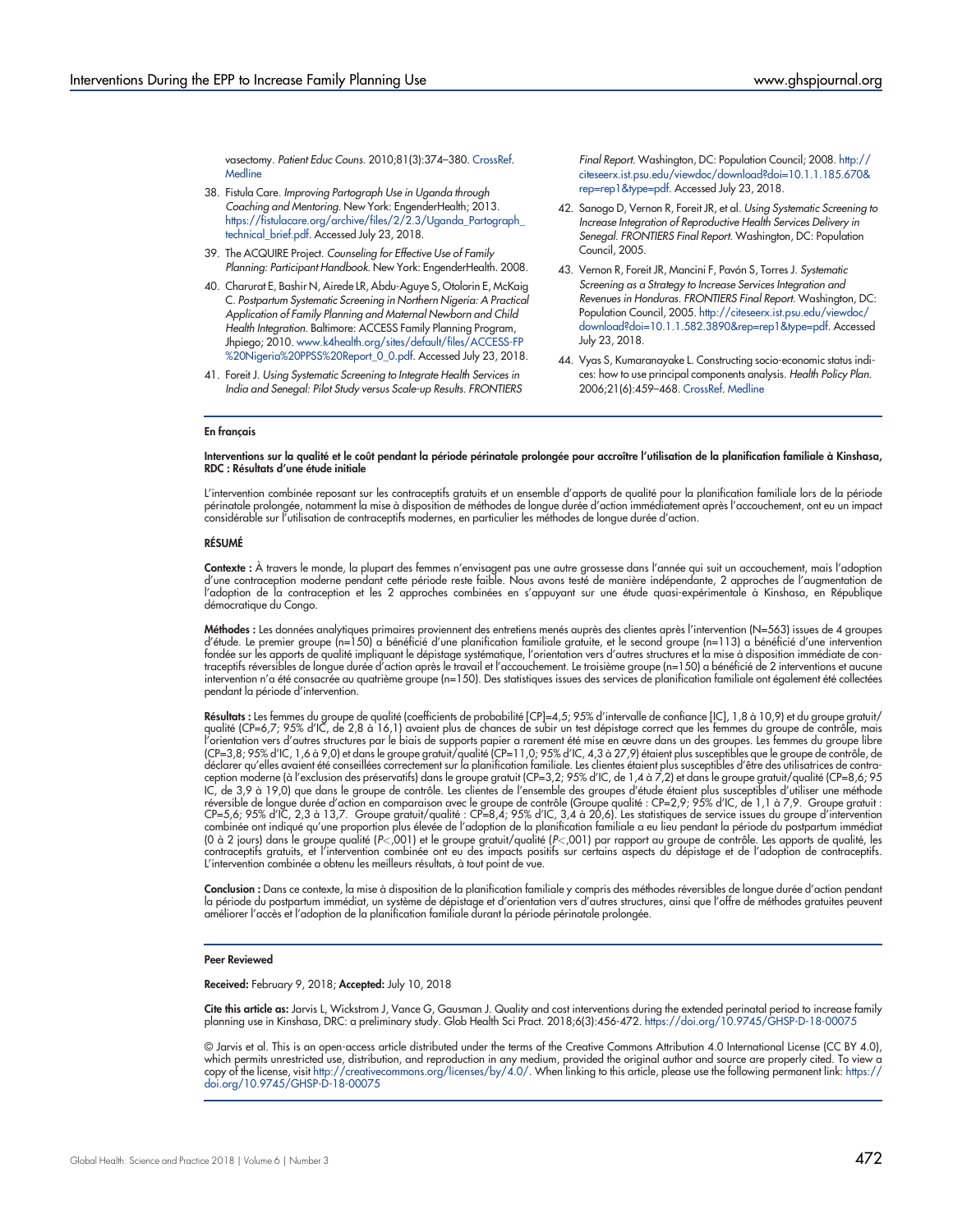vasectomy. *Patient Educ Couns.* 2010;81(3):374–380. CrossRef. Medline

38. Fistula Care. *Improving Partograph Use in Uganda through Coaching and Mentoring.* New York: EngenderHealth; 2013. https://fistulacare.org/archive/files/2/2.3/Uganda_Partograph_technical_brief.pdf. Accessed July 23, 2018.
39. The ACQUIRE Project. *Counseling for Effective Use of Family Planning: Participant Handbook.* New York: EngenderHealth. 2008.
40. Charurat E, Bashir N, Airede LR, Abdu-Aguye S, Otolorin E, McKaig C. *Postpartum Systematic Screening in Northern Nigeria: A Practical Application of Family Planning and Maternal Newborn and Child Health Integration.* Baltimore: ACCESS Family Planning Program, Jhpiego; 2010. www.k4health.org/sites/default/files/ACCESS-FP%20Nigeria%20PPSS%20Report_0_0.pdf. Accessed July 23, 2018.
41. Foreit J. *Using Systematic Screening to Integrate Health Services in India and Senegal: Pilot Study versus Scale-up Results. FRONTIERS Final Report.* Washington, DC: Population Council; 2008. http://citeseerx.ist.psu.edu/viewdoc/download?doi=10.1.1.185.670&rep=rep1&type=pdf. Accessed July 23, 2018.
42. Sanogo D, Vernon R, Foreit JR, et al. *Using Systematic Screening to Increase Integration of Reproductive Health Services Delivery in Senegal. FRONTIERS Final Report.* Washington, DC: Population Council, 2005.
43. Vernon R, Foreit JR, Mancini F, Pavón S, Torres J. *Systematic Screening as a Strategy to Increase Services Integration and Revenues in Honduras. FRONTIERS Final Report.* Washington, DC: Population Council, 2005. http://citeseerx.ist.psu.edu/viewdoc/download?doi=10.1.1.582.3890&rep=rep1&type=pdf. Accessed July 23, 2018.
44. Vyas S, Kumaranayake L. Constructing socio-economic status indices: how to use principal components analysis. *Health Policy Plan.* 2006;21(6):459–468. CrossRef. Medline

**En français**

**Interventions sur la qualité et le coût pendant la période périnatale prolongée pour accroître l'utilisation de la planification familiale à Kinshasa, RDC : Résultats d'une étude initiale**

L'intervention combinée reposant sur les contraceptifs gratuits et un ensemble d'apports de qualité pour la planification familiale lors de la période périnatale prolongée, notamment la mise à disposition de méthodes de longue durée d'action immédiatement après l'accouchement, ont eu un impact considérable sur l'utilisation de contraceptifs modernes, en particulier les méthodes de longue durée d'action.

**RÉSUMÉ**

**Contexte :** À travers le monde, la plupart des femmes n'envisagent pas une autre grossesse dans l'année qui suit un accouchement, mais l'adoption d'une contraception moderne pendant cette période reste faible. Nous avons testé de manière indépendante, 2 approches de l'augmentation de l'adoption de la contraception et les 2 approches combinées en s'appuyant sur une étude quasi-expérimentale à Kinshasa, en République démocratique du Congo.

**Méthodes :** Les données analytiques primaires proviennent des entretiens menés auprès des clientes après l'intervention (N=563) issues de 4 groupes d'étude. Le premier groupe (n=150) a bénéficié d'une planification familiale gratuite, et le second groupe (n=113) a bénéficié d'une intervention fondée sur les apports de qualité impliquant le dépistage systématique, l'orientation vers d'autres structures et la mise à disposition immédiate de contraceptifs réversibles de longue durée d'action après le travail et l'accouchement. Le troisième groupe (n=150) a bénéficié de 2 interventions et aucune intervention n'a été consacrée au quatrième groupe (n=150). Des statistiques issues des services de planification familiale ont également été collectées pendant la période d'intervention.

**Résultats :** Les femmes du groupe de qualité (coefficients de probabilité [CP]=4,5; 95% d'intervalle de confiance [IC], 1,8 à 10,9) et du groupe gratuit/qualité (CP=6,7; 95% d'IC, de 2,8 à 16,1) avaient plus de chances de subir un test dépistage correct que les femmes du groupe de contrôle, mais l'orientation vers d'autres structures par le biais de supports papier a rarement été mise en œuvre dans un des groupes. Les femmes du groupe libre (CP=3,8; 95% d'IC, 1,6 à 9,0) et dans le groupe gratuit/qualité (CP=11,0; 95% d'IC, 4,3 à 27,9) étaient plus susceptibles que le groupe de contrôle, de déclarer qu'elles avaient été conseillées correctement sur la planification familiale. Les clientes étaient plus susceptibles d'être des utilisatrices de contraception moderne (à l'exclusion des préservatifs) dans le groupe gratuit (CP=3,2; 95% d'IC, de 1,4 à 7,2) et dans le groupe gratuit/qualité (CP=8,6; 95 IC, de 3,9 à 19,0) que dans le groupe de contrôle. Les clientes de l'ensemble des groupes d'étude étaient plus susceptibles d'utiliser une méthode réversible de longue durée d'action en comparaison avec le groupe de contrôle (Groupe qualité : CP=2,9; 95% d'IC, de 1,1 à 7,9. Groupe gratuit : CP=5,6; 95% d'IC, 2,3 à 13,7. Groupe gratuit/qualité : CP=8,4; 95% d'IC, 3,4 à 20,6). Les statistiques de service issues du groupe d'intervention combinée ont indiqué qu'une proportion plus élevée de l'adoption de la planification familiale a eu lieu pendant la période du postpartum immédiat (0 à 2 jours) dans le groupe qualité ($P<,001$) et le groupe gratuit/qualité ($P<,001$) par rapport au groupe de contrôle. Les apports de qualité, les contraceptifs gratuits, et l'intervention combinée ont eu des impacts positifs sur certains aspects du dépistage et de l'adoption de contraceptifs. L'intervention combinée a obtenu les meilleurs résultats, à tout point de vue.

**Conclusion :** Dans ce contexte, la mise à disposition de la planification familiale y compris des méthodes réversibles de longue durée d'action pendant la période du postpartum immédiat, un système de dépistage et d'orientation vers d'autres structures, ainsi que l'offre de méthodes gratuites peuvent améliorer l'accès et l'adoption de la planification familiale durant la période périnatale prolongée.

**Peer Reviewed**

**Received:** February 9, 2018; **Accepted:** July 10, 2018

**Cite this article as:** Jarvis L, Wickstrom J, Vance G, Gausman J. Quality and cost interventions during the extended perinatal period to increase family planning use in Kinshasa, DRC: a preliminary study. Glob Health Sci Pract. 2018;6(3):456-472. https://doi.org/10.9745/GHSP-D-18-00075

© Jarvis et al. This is an open-access article distributed under the terms of the Creative Commons Attribution 4.0 International License (CC BY 4.0), which permits unrestricted use, distribution, and reproduction in any medium, provided the original author and source are properly cited. To view a copy of the license, visit http://creativecommons.org/licenses/by/4.0/. When linking to this article, please use the following permanent link: https://doi.org/10.9745/GHSP-D-18-00075